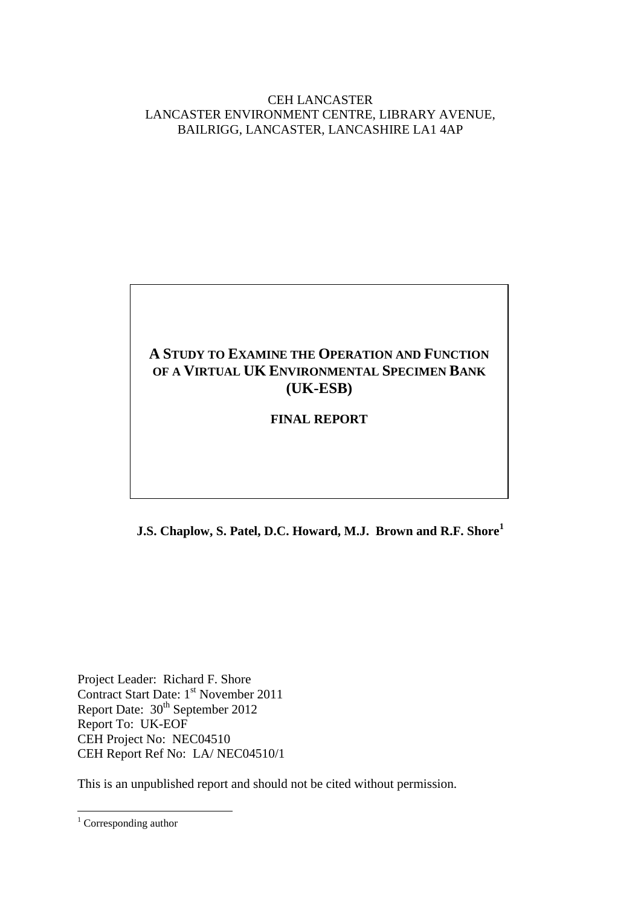CEH LANCASTER
LANCASTER ENVIRONMENT CENTRE, LIBRARY AVENUE,
BAILRIGG, LANCASTER, LANCASHIRE LA1 4AP

# A STUDY TO EXAMINE THE OPERATION AND FUNCTION OF A VIRTUAL UK ENVIRONMENTAL SPECIMEN BANK (UK-ESB)

**FINAL REPORT**

**J.S. Chaplow, S. Patel, D.C. Howard, M.J. Brown and R.F. Shore[1]**

Project Leader: Richard F. Shore
Contract Start Date: 1st November 2011
Report Date: 30th September 2012
Report To: UK-EOF
CEH Project No: NEC04510
CEH Report Ref No: LA/ NEC04510/1

This is an unpublished report and should not be cited without permission.

[1] Corresponding author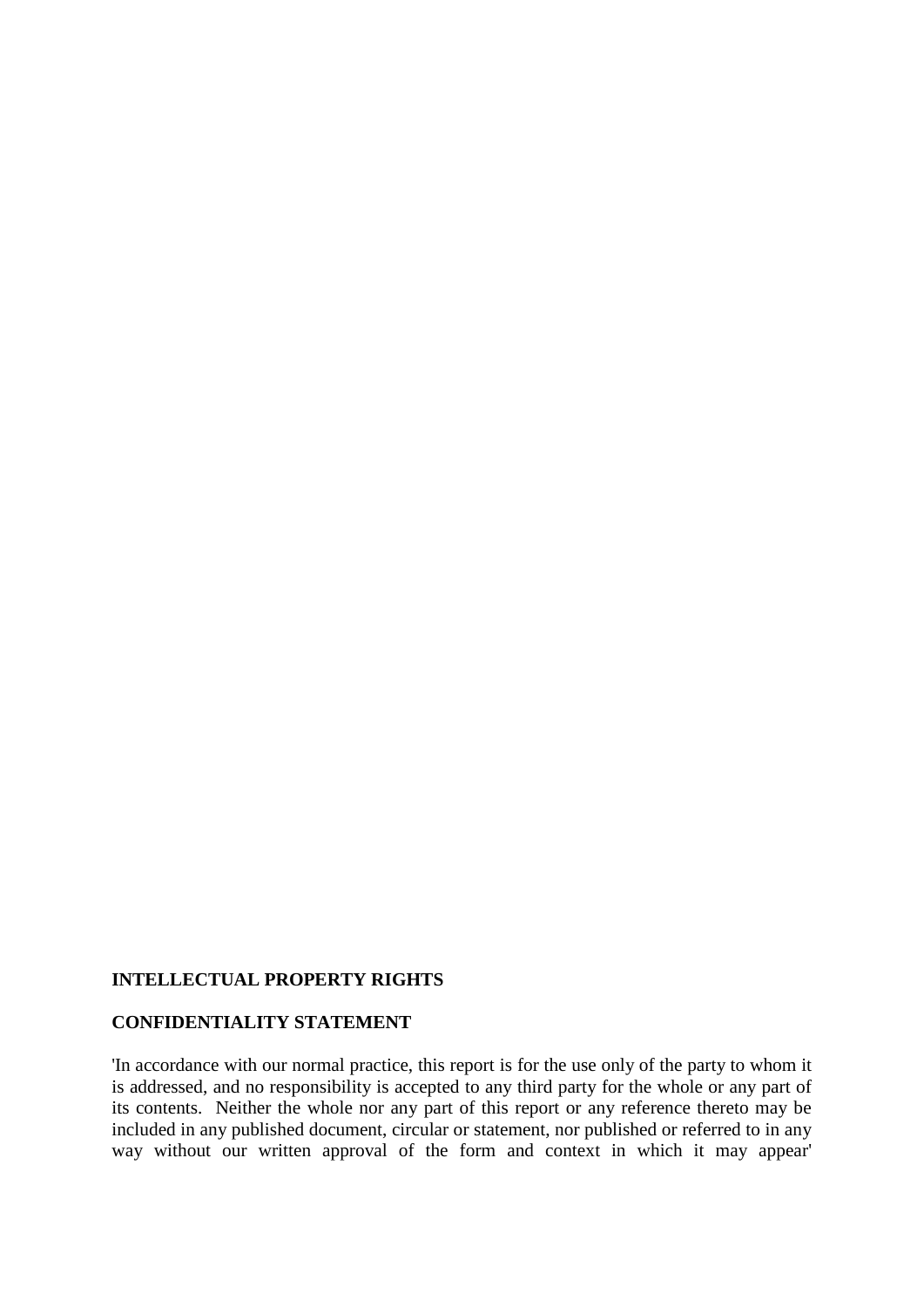**INTELLECTUAL PROPERTY RIGHTS**

**CONFIDENTIALITY STATEMENT**

'In accordance with our normal practice, this report is for the use only of the party to whom it is addressed, and no responsibility is accepted to any third party for the whole or any part of its contents. Neither the whole nor any part of this report or any reference thereto may be included in any published document, circular or statement, nor published or referred to in any way without our written approval of the form and context in which it may appear'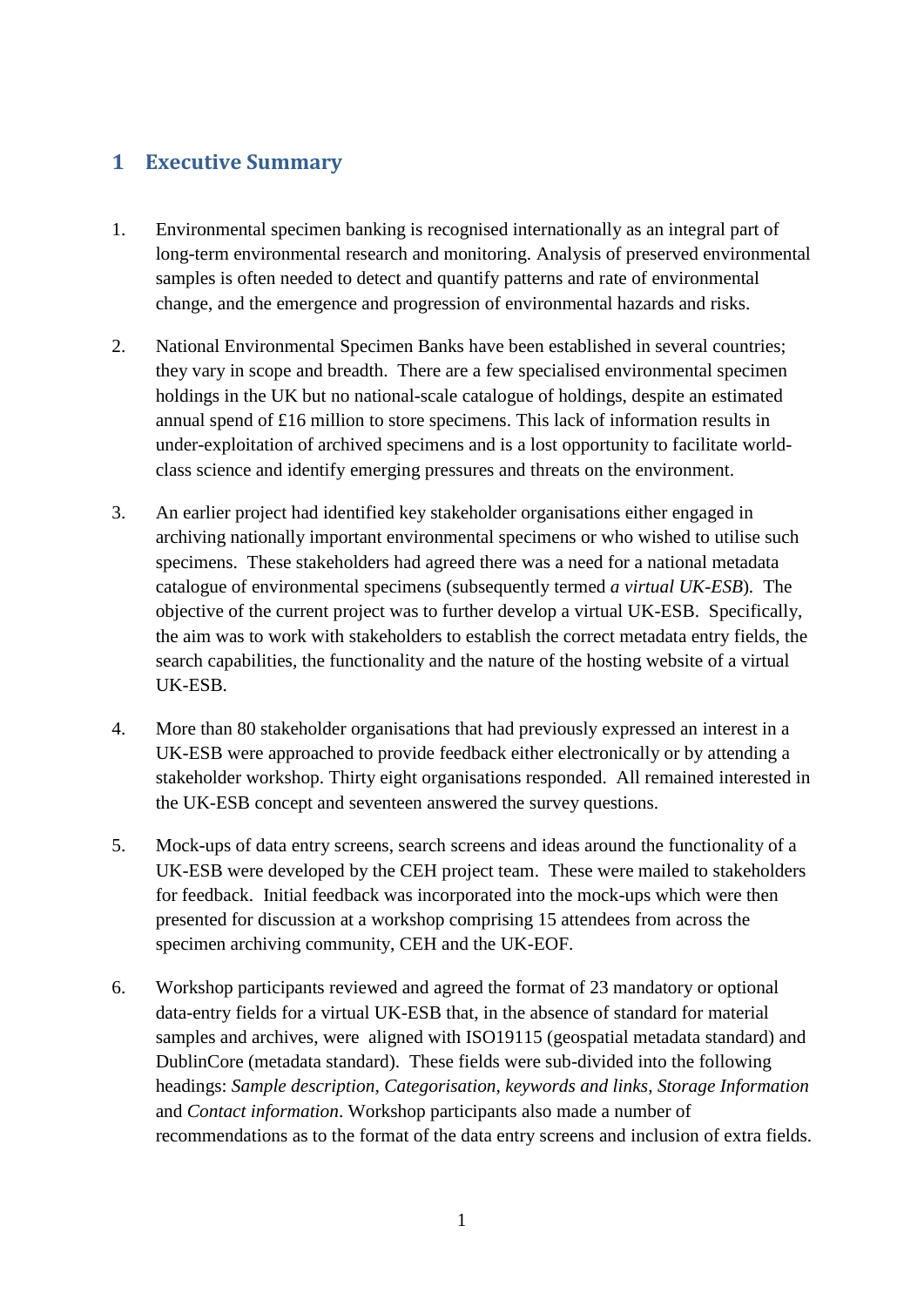# 1 Executive Summary

1. Environmental specimen banking is recognised internationally as an integral part of long-term environmental research and monitoring. Analysis of preserved environmental samples is often needed to detect and quantify patterns and rate of environmental change, and the emergence and progression of environmental hazards and risks.

2. National Environmental Specimen Banks have been established in several countries; they vary in scope and breadth. There are a few specialised environmental specimen holdings in the UK but no national-scale catalogue of holdings, despite an estimated annual spend of £16 million to store specimens. This lack of information results in under-exploitation of archived specimens and is a lost opportunity to facilitate world-class science and identify emerging pressures and threats on the environment.

3. An earlier project had identified key stakeholder organisations either engaged in archiving nationally important environmental specimens or who wished to utilise such specimens. These stakeholders had agreed there was a need for a national metadata catalogue of environmental specimens (subsequently termed *a virtual UK-ESB*). The objective of the current project was to further develop a virtual UK-ESB. Specifically, the aim was to work with stakeholders to establish the correct metadata entry fields, the search capabilities, the functionality and the nature of the hosting website of a virtual UK-ESB.

4. More than 80 stakeholder organisations that had previously expressed an interest in a UK-ESB were approached to provide feedback either electronically or by attending a stakeholder workshop. Thirty eight organisations responded. All remained interested in the UK-ESB concept and seventeen answered the survey questions.

5. Mock-ups of data entry screens, search screens and ideas around the functionality of a UK-ESB were developed by the CEH project team. These were mailed to stakeholders for feedback. Initial feedback was incorporated into the mock-ups which were then presented for discussion at a workshop comprising 15 attendees from across the specimen archiving community, CEH and the UK-EOF.

6. Workshop participants reviewed and agreed the format of 23 mandatory or optional data-entry fields for a virtual UK-ESB that, in the absence of standard for material samples and archives, were aligned with ISO19115 (geospatial metadata standard) and DublinCore (metadata standard). These fields were sub-divided into the following headings: *Sample description*, *Categorisation, keywords and links*, *Storage Information* and *Contact information*. Workshop participants also made a number of recommendations as to the format of the data entry screens and inclusion of extra fields.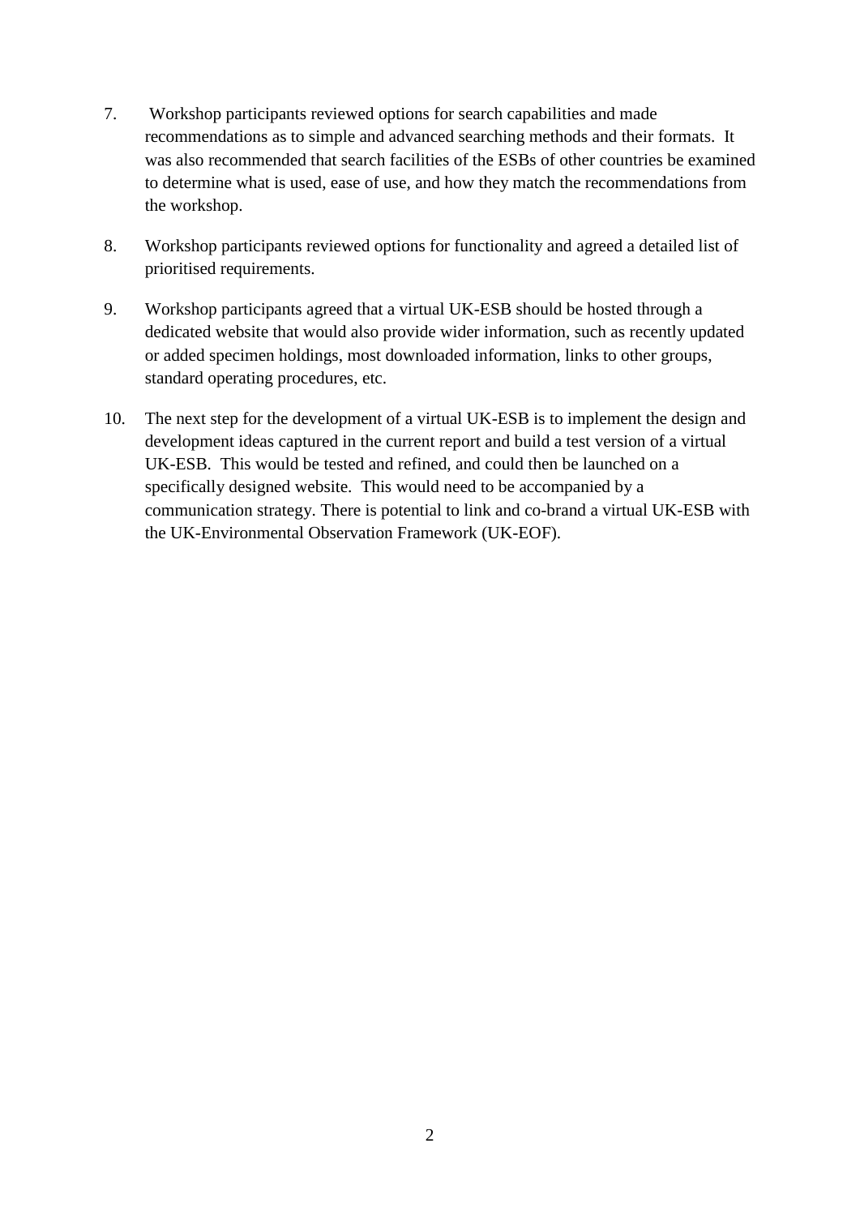7. Workshop participants reviewed options for search capabilities and made recommendations as to simple and advanced searching methods and their formats. It was also recommended that search facilities of the ESBs of other countries be examined to determine what is used, ease of use, and how they match the recommendations from the workshop.

8. Workshop participants reviewed options for functionality and agreed a detailed list of prioritised requirements.

9. Workshop participants agreed that a virtual UK-ESB should be hosted through a dedicated website that would also provide wider information, such as recently updated or added specimen holdings, most downloaded information, links to other groups, standard operating procedures, etc.

10. The next step for the development of a virtual UK-ESB is to implement the design and development ideas captured in the current report and build a test version of a virtual UK-ESB. This would be tested and refined, and could then be launched on a specifically designed website. This would need to be accompanied by a communication strategy. There is potential to link and co-brand a virtual UK-ESB with the UK-Environmental Observation Framework (UK-EOF).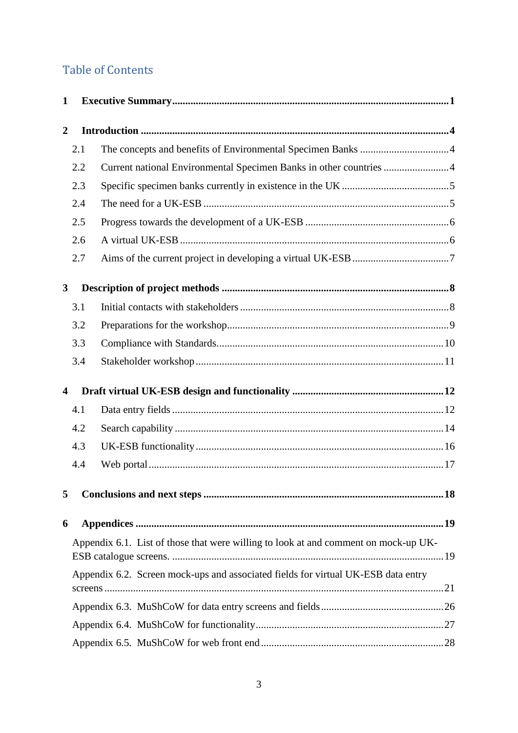# Table of Contents

**1 Executive Summary** ........ **1**

**2 Introduction** ........ **4**

- 2.1 The concepts and benefits of Environmental Specimen Banks ........ 4
- 2.2 Current national Environmental Specimen Banks in other countries ........ 4
- 2.3 Specific specimen banks currently in existence in the UK ........ 5
- 2.4 The need for a UK-ESB ........ 5
- 2.5 Progress towards the development of a UK-ESB ........ 6
- 2.6 A virtual UK-ESB ........ 6
- 2.7 Aims of the current project in developing a virtual UK-ESB ........ 7

**3 Description of project methods** ........ **8**

- 3.1 Initial contacts with stakeholders ........ 8
- 3.2 Preparations for the workshop ........ 9
- 3.3 Compliance with Standards ........ 10
- 3.4 Stakeholder workshop ........ 11

**4 Draft virtual UK-ESB design and functionality** ........ **12**

- 4.1 Data entry fields ........ 12
- 4.2 Search capability ........ 14
- 4.3 UK-ESB functionality ........ 16
- 4.4 Web portal ........ 17

**5 Conclusions and next steps** ........ **18**

**6 Appendices** ........ **19**

- Appendix 6.1. List of those that were willing to look at and comment on mock-up UK-ESB catalogue screens. ........ 19
- Appendix 6.2. Screen mock-ups and associated fields for virtual UK-ESB data entry screens ........ 21
- Appendix 6.3. MuShCoW for data entry screens and fields ........ 26
- Appendix 6.4. MuShCoW for functionality ........ 27
- Appendix 6.5. MuShCoW for web front end ........ 28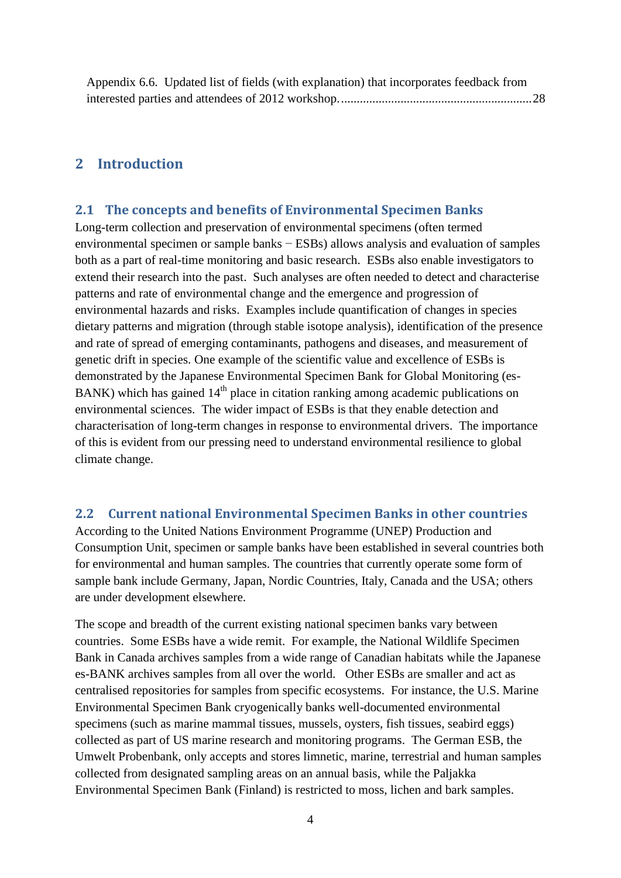Appendix 6.6. Updated list of fields (with explanation) that incorporates feedback from interested parties and attendees of 2012 workshop. ............................................................28

# 2 Introduction

## 2.1 The concepts and benefits of Environmental Specimen Banks

Long-term collection and preservation of environmental specimens (often termed environmental specimen or sample banks − ESBs) allows analysis and evaluation of samples both as a part of real-time monitoring and basic research. ESBs also enable investigators to extend their research into the past. Such analyses are often needed to detect and characterise patterns and rate of environmental change and the emergence and progression of environmental hazards and risks. Examples include quantification of changes in species dietary patterns and migration (through stable isotope analysis), identification of the presence and rate of spread of emerging contaminants, pathogens and diseases, and measurement of genetic drift in species. One example of the scientific value and excellence of ESBs is demonstrated by the Japanese Environmental Specimen Bank for Global Monitoring (es-BANK) which has gained 14$^{th}$ place in citation ranking among academic publications on environmental sciences. The wider impact of ESBs is that they enable detection and characterisation of long-term changes in response to environmental drivers. The importance of this is evident from our pressing need to understand environmental resilience to global climate change.

## 2.2 Current national Environmental Specimen Banks in other countries

According to the United Nations Environment Programme (UNEP) Production and Consumption Unit, specimen or sample banks have been established in several countries both for environmental and human samples. The countries that currently operate some form of sample bank include Germany, Japan, Nordic Countries, Italy, Canada and the USA; others are under development elsewhere.

The scope and breadth of the current existing national specimen banks vary between countries. Some ESBs have a wide remit. For example, the National Wildlife Specimen Bank in Canada archives samples from a wide range of Canadian habitats while the Japanese es-BANK archives samples from all over the world. Other ESBs are smaller and act as centralised repositories for samples from specific ecosystems. For instance, the U.S. Marine Environmental Specimen Bank cryogenically banks well-documented environmental specimens (such as marine mammal tissues, mussels, oysters, fish tissues, seabird eggs) collected as part of US marine research and monitoring programs. The German ESB, the Umwelt Probenbank, only accepts and stores limnetic, marine, terrestrial and human samples collected from designated sampling areas on an annual basis, while the Paljakka Environmental Specimen Bank (Finland) is restricted to moss, lichen and bark samples.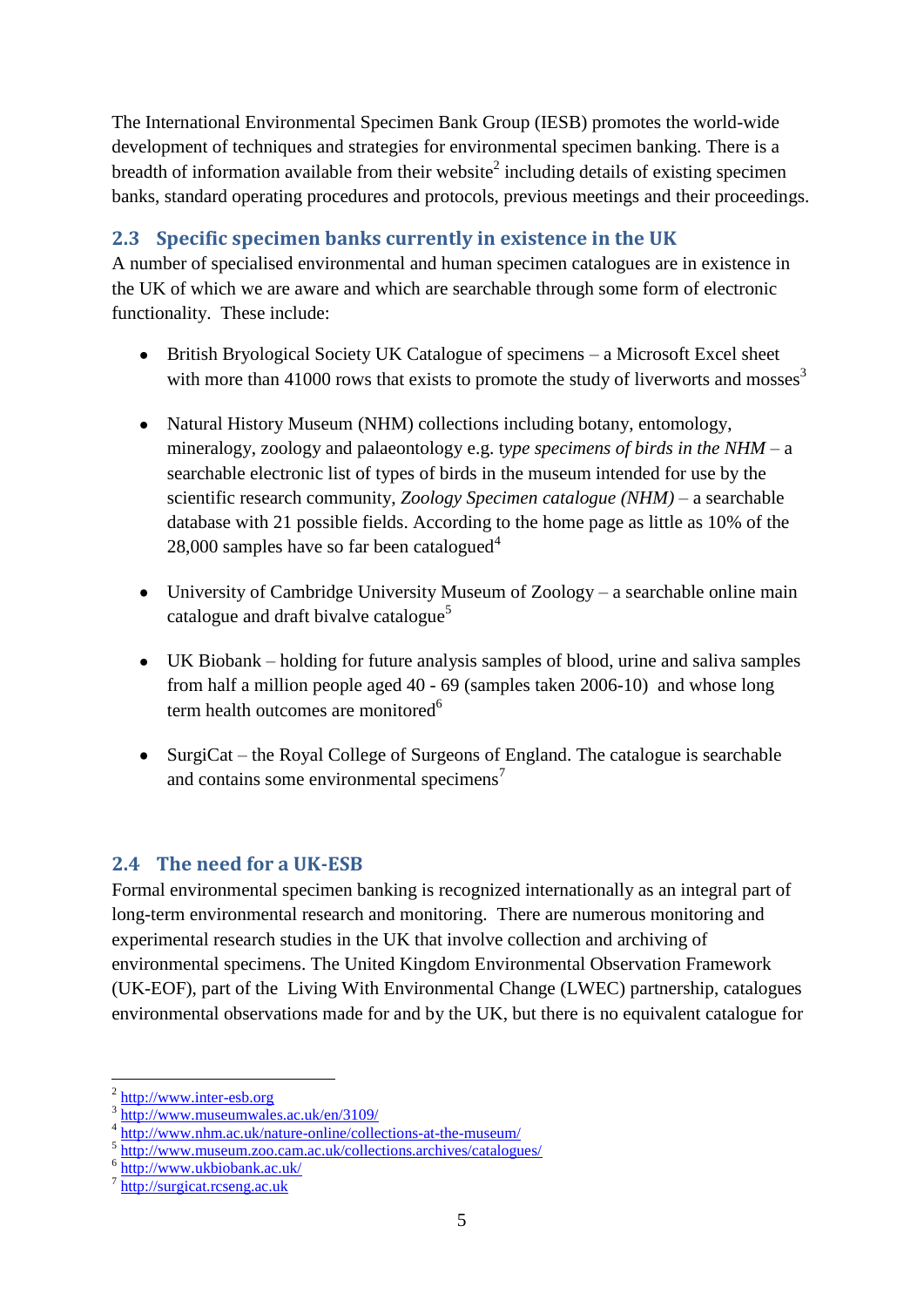The International Environmental Specimen Bank Group (IESB) promotes the world-wide development of techniques and strategies for environmental specimen banking. There is a breadth of information available from their website[2] including details of existing specimen banks, standard operating procedures and protocols, previous meetings and their proceedings.

## 2.3 Specific specimen banks currently in existence in the UK

A number of specialised environmental and human specimen catalogues are in existence in the UK of which we are aware and which are searchable through some form of electronic functionality. These include:

- British Bryological Society UK Catalogue of specimens – a Microsoft Excel sheet with more than 41000 rows that exists to promote the study of liverworts and mosses[3]

- Natural History Museum (NHM) collections including botany, entomology, mineralogy, zoology and palaeontology e.g. t*ype specimens of birds in the NHM* – a searchable electronic list of types of birds in the museum intended for use by the scientific research community, *Zoology Specimen catalogue (NHM)* – a searchable database with 21 possible fields. According to the home page as little as 10% of the 28,000 samples have so far been catalogued[4]

- University of Cambridge University Museum of Zoology – a searchable online main catalogue and draft bivalve catalogue[5]

- UK Biobank – holding for future analysis samples of blood, urine and saliva samples from half a million people aged 40 - 69 (samples taken 2006-10) and whose long term health outcomes are monitored[6]

- SurgiCat – the Royal College of Surgeons of England. The catalogue is searchable and contains some environmental specimens[7]

## 2.4 The need for a UK-ESB

Formal environmental specimen banking is recognized internationally as an integral part of long-term environmental research and monitoring. There are numerous monitoring and experimental research studies in the UK that involve collection and archiving of environmental specimens. The United Kingdom Environmental Observation Framework (UK-EOF), part of the Living With Environmental Change (LWEC) partnership, catalogues environmental observations made for and by the UK, but there is no equivalent catalogue for

---

[2] http://www.inter-esb.org
[3] http://www.museumwales.ac.uk/en/3109/
[4] http://www.nhm.ac.uk/nature-online/collections-at-the-museum/
[5] http://www.museum.zoo.cam.ac.uk/collections.archives/catalogues/
[6] http://www.ukbiobank.ac.uk/
[7] http://surgicat.rcseng.ac.uk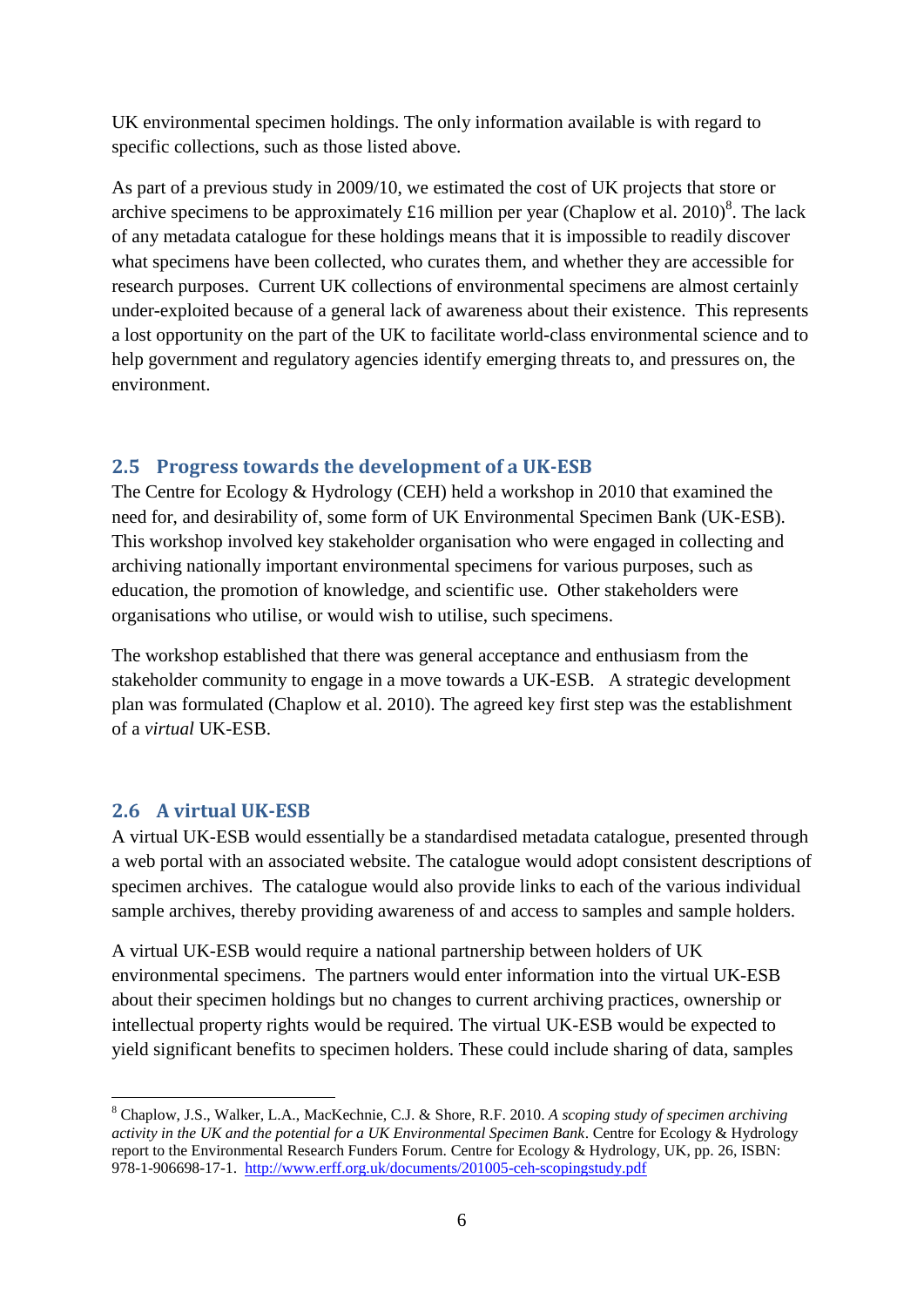UK environmental specimen holdings. The only information available is with regard to specific collections, such as those listed above.

As part of a previous study in 2009/10, we estimated the cost of UK projects that store or archive specimens to be approximately £16 million per year (Chaplow et al. 2010)[8]. The lack of any metadata catalogue for these holdings means that it is impossible to readily discover what specimens have been collected, who curates them, and whether they are accessible for research purposes. Current UK collections of environmental specimens are almost certainly under-exploited because of a general lack of awareness about their existence. This represents a lost opportunity on the part of the UK to facilitate world-class environmental science and to help government and regulatory agencies identify emerging threats to, and pressures on, the environment.

## 2.5 Progress towards the development of a UK-ESB

The Centre for Ecology & Hydrology (CEH) held a workshop in 2010 that examined the need for, and desirability of, some form of UK Environmental Specimen Bank (UK-ESB). This workshop involved key stakeholder organisation who were engaged in collecting and archiving nationally important environmental specimens for various purposes, such as education, the promotion of knowledge, and scientific use. Other stakeholders were organisations who utilise, or would wish to utilise, such specimens.

The workshop established that there was general acceptance and enthusiasm from the stakeholder community to engage in a move towards a UK-ESB. A strategic development plan was formulated (Chaplow et al. 2010). The agreed key first step was the establishment of a *virtual* UK-ESB.

## 2.6 A virtual UK-ESB

A virtual UK-ESB would essentially be a standardised metadata catalogue, presented through a web portal with an associated website. The catalogue would adopt consistent descriptions of specimen archives. The catalogue would also provide links to each of the various individual sample archives, thereby providing awareness of and access to samples and sample holders.

A virtual UK-ESB would require a national partnership between holders of UK environmental specimens. The partners would enter information into the virtual UK-ESB about their specimen holdings but no changes to current archiving practices, ownership or intellectual property rights would be required. The virtual UK-ESB would be expected to yield significant benefits to specimen holders. These could include sharing of data, samples

---

[8] Chaplow, J.S., Walker, L.A., MacKechnie, C.J. & Shore, R.F. 2010. *A scoping study of specimen archiving activity in the UK and the potential for a UK Environmental Specimen Bank*. Centre for Ecology & Hydrology report to the Environmental Research Funders Forum. Centre for Ecology & Hydrology, UK, pp. 26, ISBN: 978-1-906698-17-1. http://www.erff.org.uk/documents/201005-ceh-scopingstudy.pdf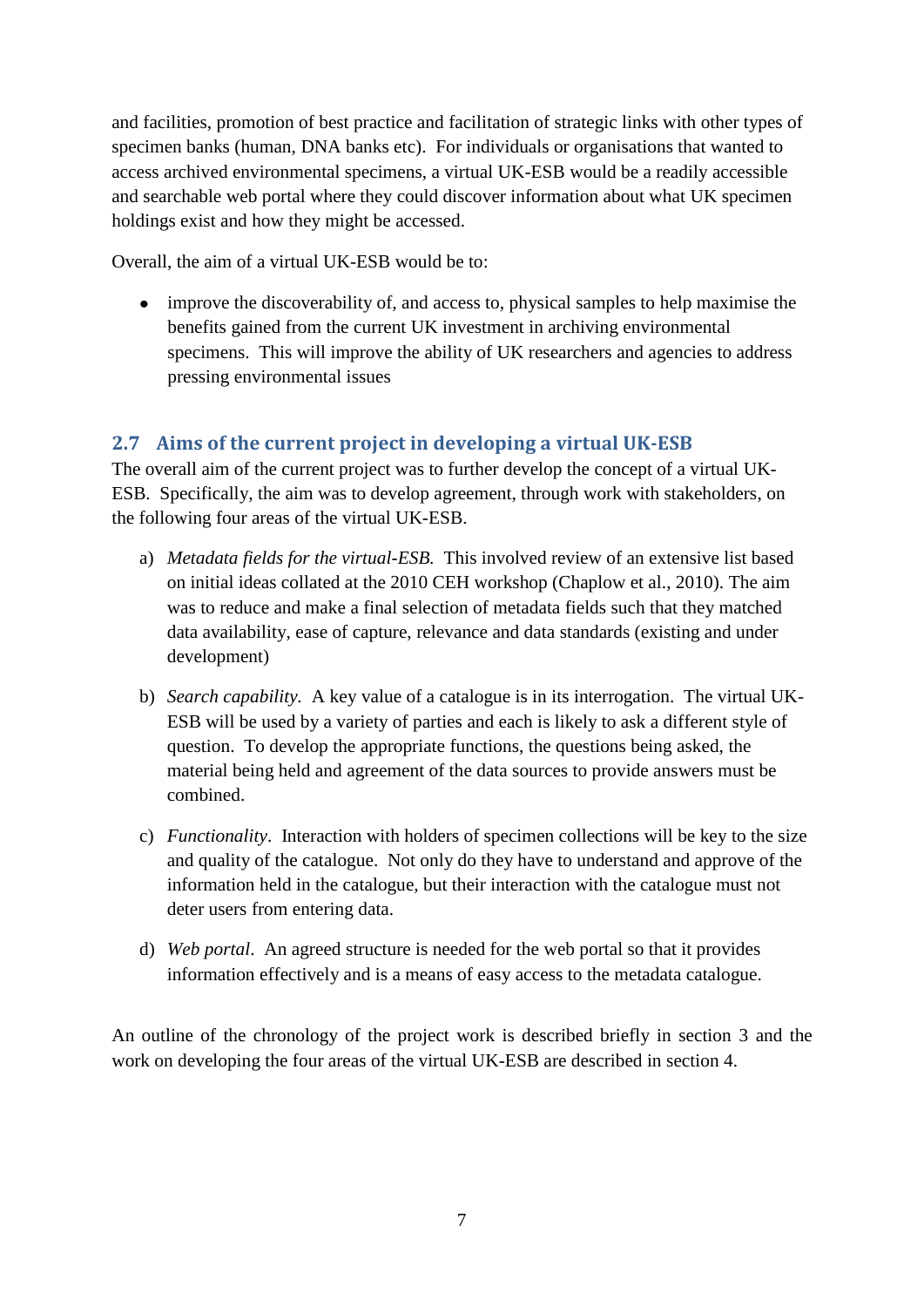and facilities, promotion of best practice and facilitation of strategic links with other types of specimen banks (human, DNA banks etc). For individuals or organisations that wanted to access archived environmental specimens, a virtual UK-ESB would be a readily accessible and searchable web portal where they could discover information about what UK specimen holdings exist and how they might be accessed.

Overall, the aim of a virtual UK-ESB would be to:

- improve the discoverability of, and access to, physical samples to help maximise the benefits gained from the current UK investment in archiving environmental specimens. This will improve the ability of UK researchers and agencies to address pressing environmental issues

## 2.7 Aims of the current project in developing a virtual UK-ESB

The overall aim of the current project was to further develop the concept of a virtual UK-ESB. Specifically, the aim was to develop agreement, through work with stakeholders, on the following four areas of the virtual UK-ESB.

a) *Metadata fields for the virtual-ESB.* This involved review of an extensive list based on initial ideas collated at the 2010 CEH workshop (Chaplow et al., 2010). The aim was to reduce and make a final selection of metadata fields such that they matched data availability, ease of capture, relevance and data standards (existing and under development)

b) *Search capability.* A key value of a catalogue is in its interrogation. The virtual UK-ESB will be used by a variety of parties and each is likely to ask a different style of question. To develop the appropriate functions, the questions being asked, the material being held and agreement of the data sources to provide answers must be combined.

c) *Functionality*. Interaction with holders of specimen collections will be key to the size and quality of the catalogue. Not only do they have to understand and approve of the information held in the catalogue, but their interaction with the catalogue must not deter users from entering data.

d) *Web portal*. An agreed structure is needed for the web portal so that it provides information effectively and is a means of easy access to the metadata catalogue.

An outline of the chronology of the project work is described briefly in section 3 and the work on developing the four areas of the virtual UK-ESB are described in section 4.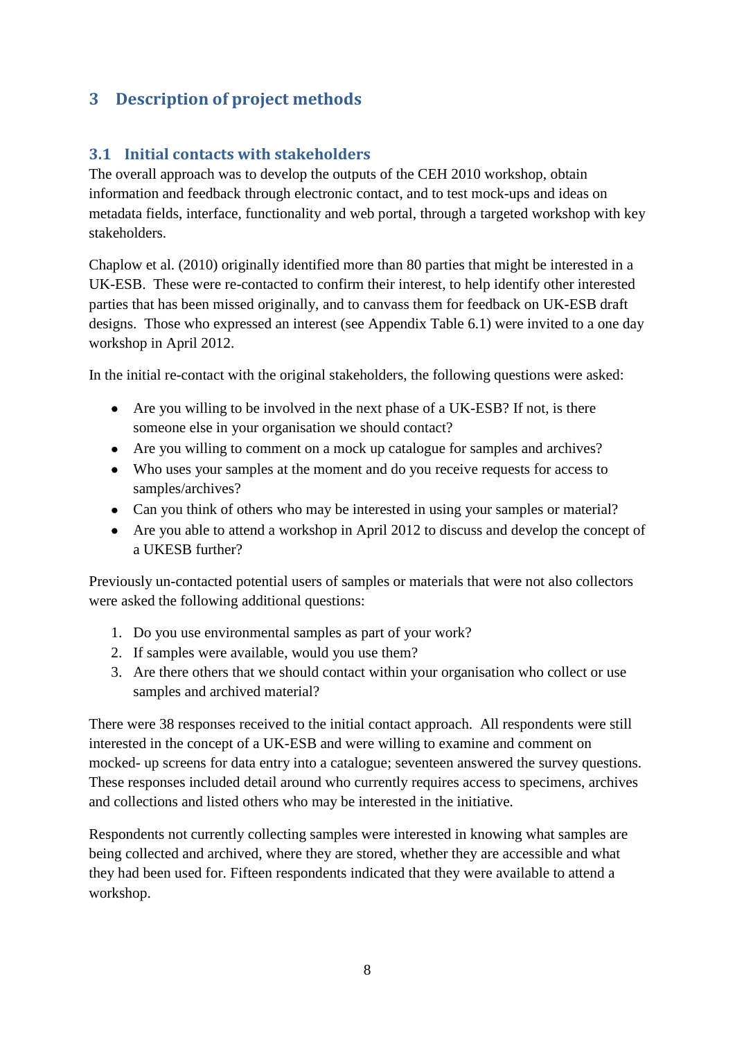# 3 Description of project methods

## 3.1 Initial contacts with stakeholders

The overall approach was to develop the outputs of the CEH 2010 workshop, obtain information and feedback through electronic contact, and to test mock-ups and ideas on metadata fields, interface, functionality and web portal, through a targeted workshop with key stakeholders.

Chaplow et al. (2010) originally identified more than 80 parties that might be interested in a UK-ESB. These were re-contacted to confirm their interest, to help identify other interested parties that has been missed originally, and to canvass them for feedback on UK-ESB draft designs. Those who expressed an interest (see Appendix Table 6.1) were invited to a one day workshop in April 2012.

In the initial re-contact with the original stakeholders, the following questions were asked:

- Are you willing to be involved in the next phase of a UK-ESB? If not, is there someone else in your organisation we should contact?
- Are you willing to comment on a mock up catalogue for samples and archives?
- Who uses your samples at the moment and do you receive requests for access to samples/archives?
- Can you think of others who may be interested in using your samples or material?
- Are you able to attend a workshop in April 2012 to discuss and develop the concept of a UKESB further?

Previously un-contacted potential users of samples or materials that were not also collectors were asked the following additional questions:

1. Do you use environmental samples as part of your work?
2. If samples were available, would you use them?
3. Are there others that we should contact within your organisation who collect or use samples and archived material?

There were 38 responses received to the initial contact approach. All respondents were still interested in the concept of a UK-ESB and were willing to examine and comment on mocked- up screens for data entry into a catalogue; seventeen answered the survey questions. These responses included detail around who currently requires access to specimens, archives and collections and listed others who may be interested in the initiative.

Respondents not currently collecting samples were interested in knowing what samples are being collected and archived, where they are stored, whether they are accessible and what they had been used for. Fifteen respondents indicated that they were available to attend a workshop.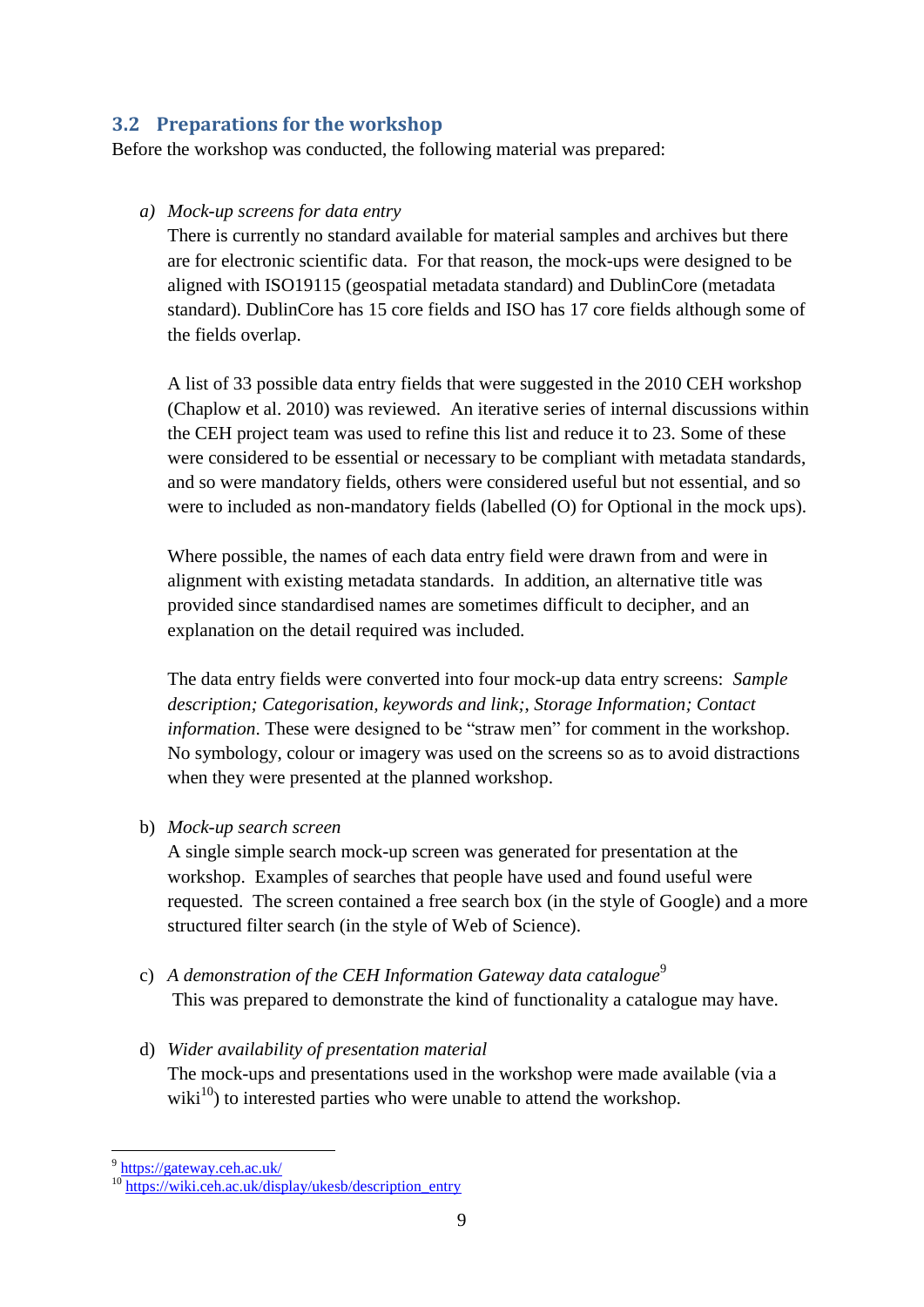## 3.2 Preparations for the workshop

Before the workshop was conducted, the following material was prepared:

a) *Mock-up screens for data entry*

   There is currently no standard available for material samples and archives but there are for electronic scientific data. For that reason, the mock-ups were designed to be aligned with ISO19115 (geospatial metadata standard) and DublinCore (metadata standard). DublinCore has 15 core fields and ISO has 17 core fields although some of the fields overlap.

   A list of 33 possible data entry fields that were suggested in the 2010 CEH workshop (Chaplow et al. 2010) was reviewed. An iterative series of internal discussions within the CEH project team was used to refine this list and reduce it to 23. Some of these were considered to be essential or necessary to be compliant with metadata standards, and so were mandatory fields, others were considered useful but not essential, and so were to included as non-mandatory fields (labelled (O) for Optional in the mock ups).

   Where possible, the names of each data entry field were drawn from and were in alignment with existing metadata standards. In addition, an alternative title was provided since standardised names are sometimes difficult to decipher, and an explanation on the detail required was included.

   The data entry fields were converted into four mock-up data entry screens: *Sample description; Categorisation, keywords and link;, Storage Information; Contact information*. These were designed to be "straw men" for comment in the workshop. No symbology, colour or imagery was used on the screens so as to avoid distractions when they were presented at the planned workshop.

b) *Mock-up search screen*

   A single simple search mock-up screen was generated for presentation at the workshop. Examples of searches that people have used and found useful were requested. The screen contained a free search box (in the style of Google) and a more structured filter search (in the style of Web of Science).

c) *A demonstration of the CEH Information Gateway data catalogue*[9]

   This was prepared to demonstrate the kind of functionality a catalogue may have.

d) *Wider availability of presentation material*

   The mock-ups and presentations used in the workshop were made available (via a wiki[10]) to interested parties who were unable to attend the workshop.

---

[9] https://gateway.ceh.ac.uk/

[10] https://wiki.ceh.ac.uk/display/ukesb/description_entry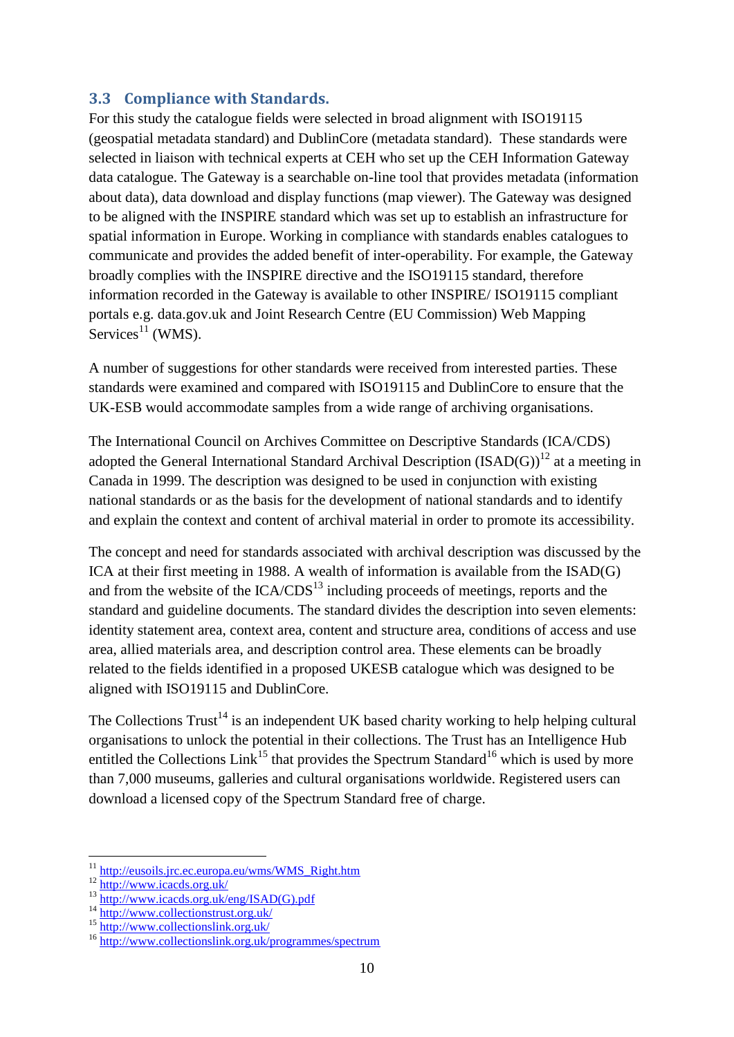## 3.3 Compliance with Standards.

For this study the catalogue fields were selected in broad alignment with ISO19115 (geospatial metadata standard) and DublinCore (metadata standard). These standards were selected in liaison with technical experts at CEH who set up the CEH Information Gateway data catalogue. The Gateway is a searchable on-line tool that provides metadata (information about data), data download and display functions (map viewer). The Gateway was designed to be aligned with the INSPIRE standard which was set up to establish an infrastructure for spatial information in Europe. Working in compliance with standards enables catalogues to communicate and provides the added benefit of inter-operability. For example, the Gateway broadly complies with the INSPIRE directive and the ISO19115 standard, therefore information recorded in the Gateway is available to other INSPIRE/ ISO19115 compliant portals e.g. data.gov.uk and Joint Research Centre (EU Commission) Web Mapping Services[11] (WMS).

A number of suggestions for other standards were received from interested parties. These standards were examined and compared with ISO19115 and DublinCore to ensure that the UK-ESB would accommodate samples from a wide range of archiving organisations.

The International Council on Archives Committee on Descriptive Standards (ICA/CDS) adopted the General International Standard Archival Description (ISAD(G))[12] at a meeting in Canada in 1999. The description was designed to be used in conjunction with existing national standards or as the basis for the development of national standards and to identify and explain the context and content of archival material in order to promote its accessibility.

The concept and need for standards associated with archival description was discussed by the ICA at their first meeting in 1988. A wealth of information is available from the ISAD(G) and from the website of the ICA/CDS[13] including proceeds of meetings, reports and the standard and guideline documents. The standard divides the description into seven elements: identity statement area, context area, content and structure area, conditions of access and use area, allied materials area, and description control area. These elements can be broadly related to the fields identified in a proposed UKESB catalogue which was designed to be aligned with ISO19115 and DublinCore.

The Collections Trust[14] is an independent UK based charity working to help helping cultural organisations to unlock the potential in their collections. The Trust has an Intelligence Hub entitled the Collections Link[15] that provides the Spectrum Standard[16] which is used by more than 7,000 museums, galleries and cultural organisations worldwide. Registered users can download a licensed copy of the Spectrum Standard free of charge.

---

[11] http://eusoils.jrc.ec.europa.eu/wms/WMS_Right.htm
[12] http://www.icacds.org.uk/
[13] http://www.icacds.org.uk/eng/ISAD(G).pdf
[14] http://www.collectionstrust.org.uk/
[15] http://www.collectionslink.org.uk/
[16] http://www.collectionslink.org.uk/programmes/spectrum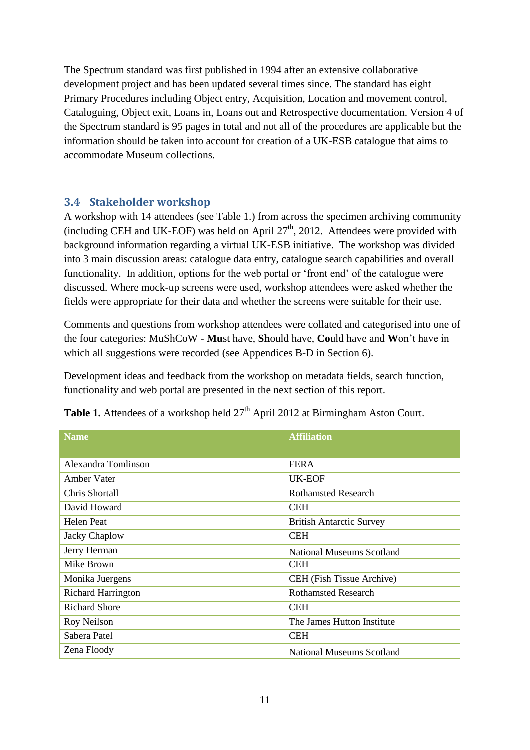The Spectrum standard was first published in 1994 after an extensive collaborative development project and has been updated several times since. The standard has eight Primary Procedures including Object entry, Acquisition, Location and movement control, Cataloguing, Object exit, Loans in, Loans out and Retrospective documentation. Version 4 of the Spectrum standard is 95 pages in total and not all of the procedures are applicable but the information should be taken into account for creation of a UK-ESB catalogue that aims to accommodate Museum collections.

### 3.4 Stakeholder workshop

A workshop with 14 attendees (see Table 1.) from across the specimen archiving community (including CEH and UK-EOF) was held on April 27th, 2012. Attendees were provided with background information regarding a virtual UK-ESB initiative. The workshop was divided into 3 main discussion areas: catalogue data entry, catalogue search capabilities and overall functionality. In addition, options for the web portal or 'front end' of the catalogue were discussed. Where mock-up screens were used, workshop attendees were asked whether the fields were appropriate for their data and whether the screens were suitable for their use.

Comments and questions from workshop attendees were collated and categorised into one of the four categories: MuShCoW - **Mu**st have, **Sh**ould have, **Co**uld have and **W**on't have in which all suggestions were recorded (see Appendices B-D in Section 6).

Development ideas and feedback from the workshop on metadata fields, search function, functionality and web portal are presented in the next section of this report.

**Table 1.** Attendees of a workshop held 27th April 2012 at Birmingham Aston Court.

| Name | Affiliation |
|---|---|
| Alexandra Tomlinson | FERA |
| Amber Vater | UK-EOF |
| Chris Shortall | Rothamsted Research |
| David Howard | CEH |
| Helen Peat | British Antarctic Survey |
| Jacky Chaplow | CEH |
| Jerry Herman | National Museums Scotland |
| Mike Brown | CEH |
| Monika Juergens | CEH (Fish Tissue Archive) |
| Richard Harrington | Rothamsted Research |
| Richard Shore | CEH |
| Roy Neilson | The James Hutton Institute |
| Sabera Patel | CEH |
| Zena Floody | National Museums Scotland |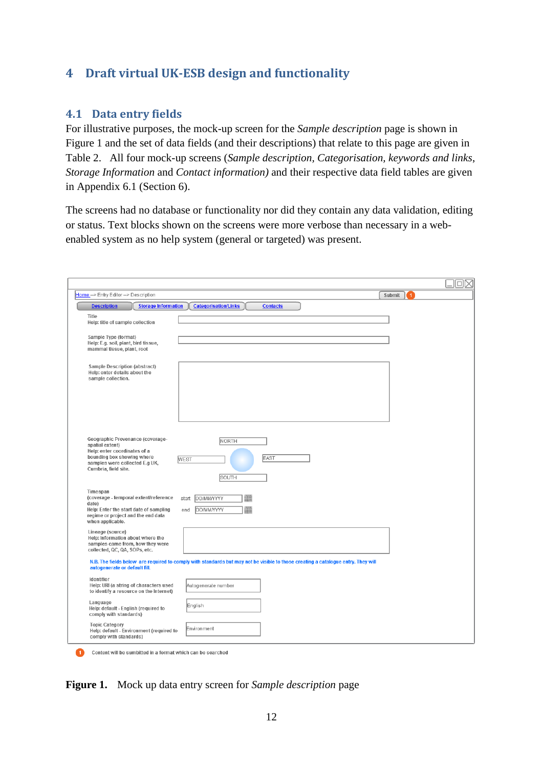# 4 Draft virtual UK-ESB design and functionality

## 4.1 Data entry fields

For illustrative purposes, the mock-up screen for the *Sample description* page is shown in Figure 1 and the set of data fields (and their descriptions) that relate to this page are given in Table 2. All four mock-up screens (*Sample description*, *Categorisation, keywords and links*, *Storage Information* and *Contact information)* and their respective data field tables are given in Appendix 6.1 (Section 6).

The screens had no database or functionality nor did they contain any data validation, editing or status. Text blocks shown on the screens were more verbose than necessary in a web-enabled system as no help system (general or targeted) was present.

**Figure 1.** Mock up data entry screen for *Sample description* page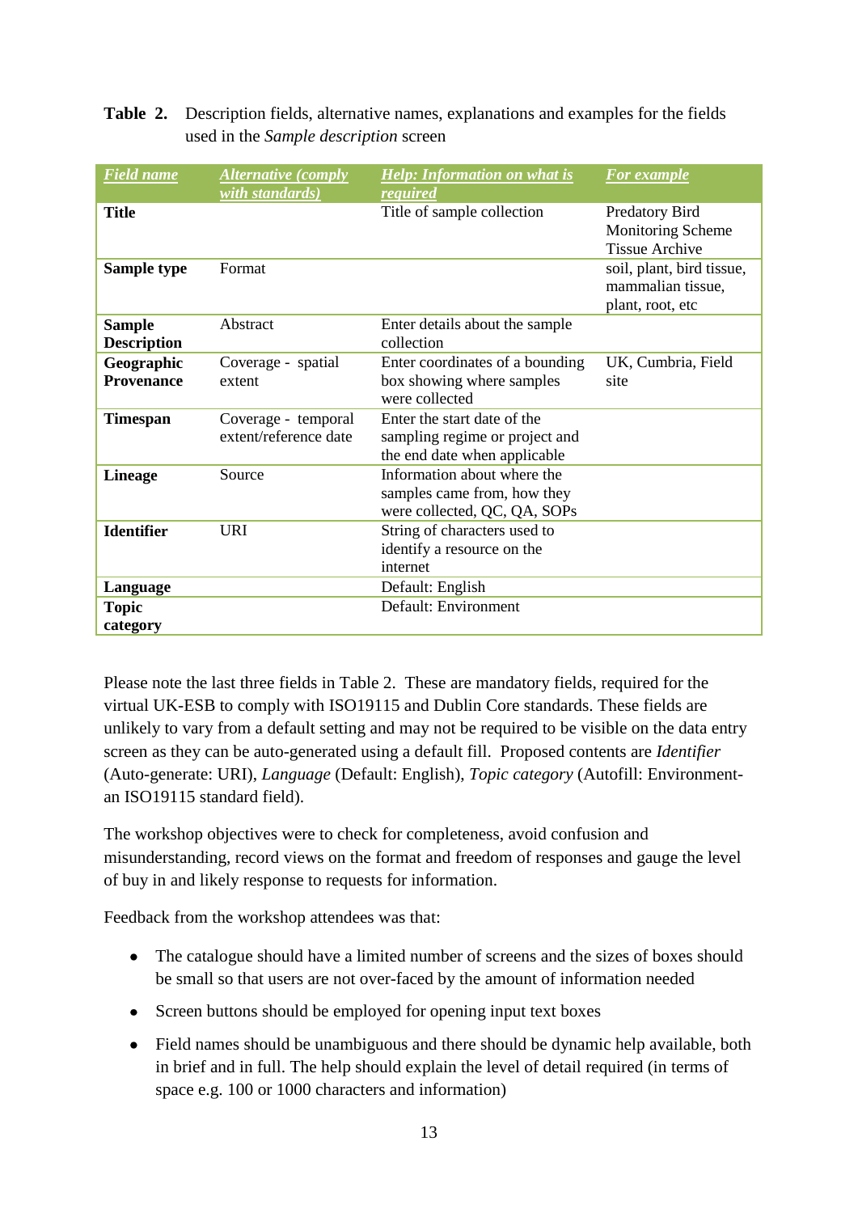**Table 2.** Description fields, alternative names, explanations and examples for the fields used in the *Sample description* screen

| *Field name* | *Alternative (comply with standards)* | *Help: Information on what is required* | *For example* |
|---|---|---|---|
| **Title** | | Title of sample collection | Predatory Bird Monitoring Scheme Tissue Archive |
| **Sample type** | Format | | soil, plant, bird tissue, mammalian tissue, plant, root, etc |
| **Sample Description** | Abstract | Enter details about the sample collection | |
| **Geographic Provenance** | Coverage - spatial extent | Enter coordinates of a bounding box showing where samples were collected | UK, Cumbria, Field site |
| **Timespan** | Coverage - temporal extent/reference date | Enter the start date of the sampling regime or project and the end date when applicable | |
| **Lineage** | Source | Information about where the samples came from, how they were collected, QC, QA, SOPs | |
| **Identifier** | URI | String of characters used to identify a resource on the internet | |
| **Language** | | Default: English | |
| **Topic category** | | Default: Environment | |

Please note the last three fields in Table 2. These are mandatory fields, required for the virtual UK-ESB to comply with ISO19115 and Dublin Core standards. These fields are unlikely to vary from a default setting and may not be required to be visible on the data entry screen as they can be auto-generated using a default fill. Proposed contents are *Identifier* (Auto-generate: URI), *Language* (Default: English), *Topic category* (Autofill: Environment- an ISO19115 standard field).

The workshop objectives were to check for completeness, avoid confusion and misunderstanding, record views on the format and freedom of responses and gauge the level of buy in and likely response to requests for information.

Feedback from the workshop attendees was that:

- The catalogue should have a limited number of screens and the sizes of boxes should be small so that users are not over-faced by the amount of information needed
- Screen buttons should be employed for opening input text boxes
- Field names should be unambiguous and there should be dynamic help available, both in brief and in full. The help should explain the level of detail required (in terms of space e.g. 100 or 1000 characters and information)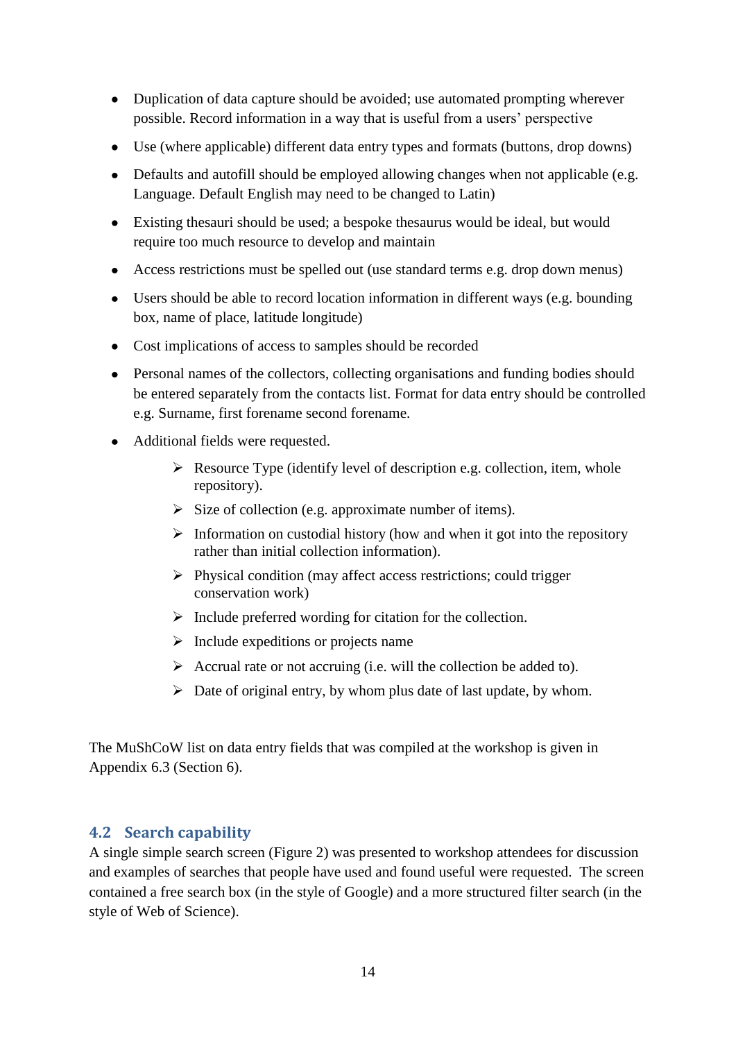- Duplication of data capture should be avoided; use automated prompting wherever possible. Record information in a way that is useful from a users' perspective
- Use (where applicable) different data entry types and formats (buttons, drop downs)
- Defaults and autofill should be employed allowing changes when not applicable (e.g. Language. Default English may need to be changed to Latin)
- Existing thesauri should be used; a bespoke thesaurus would be ideal, but would require too much resource to develop and maintain
- Access restrictions must be spelled out (use standard terms e.g. drop down menus)
- Users should be able to record location information in different ways (e.g. bounding box, name of place, latitude longitude)
- Cost implications of access to samples should be recorded
- Personal names of the collectors, collecting organisations and funding bodies should be entered separately from the contacts list. Format for data entry should be controlled e.g. Surname, first forename second forename.
- Additional fields were requested.
    - Resource Type (identify level of description e.g. collection, item, whole repository).
    - Size of collection (e.g. approximate number of items).
    - Information on custodial history (how and when it got into the repository rather than initial collection information).
    - Physical condition (may affect access restrictions; could trigger conservation work)
    - Include preferred wording for citation for the collection.
    - Include expeditions or projects name
    - Accrual rate or not accruing (i.e. will the collection be added to).
    - Date of original entry, by whom plus date of last update, by whom.

The MuShCoW list on data entry fields that was compiled at the workshop is given in Appendix 6.3 (Section 6).

## 4.2 Search capability

A single simple search screen (Figure 2) was presented to workshop attendees for discussion and examples of searches that people have used and found useful were requested. The screen contained a free search box (in the style of Google) and a more structured filter search (in the style of Web of Science).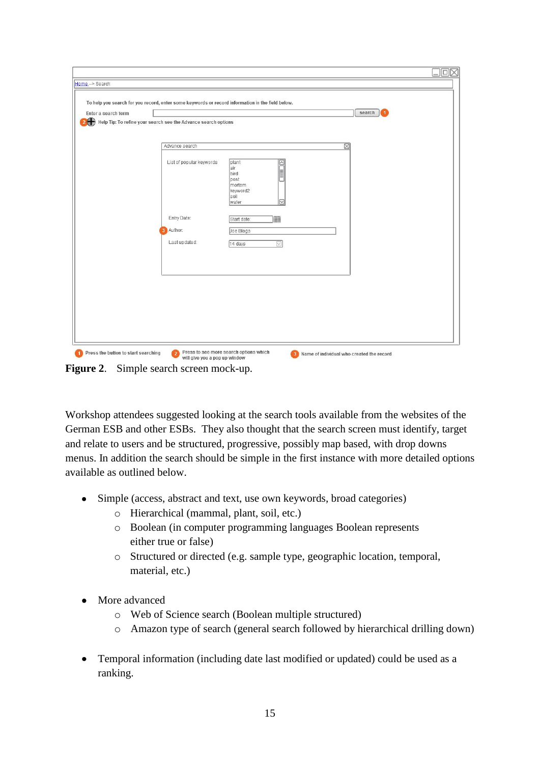**Figure 2**. Simple search screen mock-up.

Workshop attendees suggested looking at the search tools available from the websites of the German ESB and other ESBs. They also thought that the search screen must identify, target and relate to users and be structured, progressive, possibly map based, with drop downs menus. In addition the search should be simple in the first instance with more detailed options available as outlined below.

- Simple (access, abstract and text, use own keywords, broad categories)
  - Hierarchical (mammal, plant, soil, etc.)
  - Boolean (in computer programming languages Boolean represents either true or false)
  - Structured or directed (e.g. sample type, geographic location, temporal, material, etc.)

- More advanced
  - Web of Science search (Boolean multiple structured)
  - Amazon type of search (general search followed by hierarchical drilling down)

- Temporal information (including date last modified or updated) could be used as a ranking.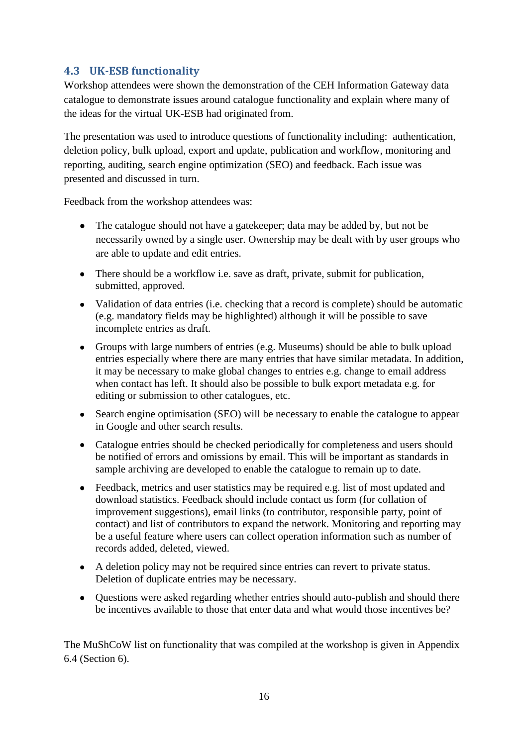### 4.3 UK-ESB functionality

Workshop attendees were shown the demonstration of the CEH Information Gateway data catalogue to demonstrate issues around catalogue functionality and explain where many of the ideas for the virtual UK-ESB had originated from.

The presentation was used to introduce questions of functionality including: authentication, deletion policy, bulk upload, export and update, publication and workflow, monitoring and reporting, auditing, search engine optimization (SEO) and feedback. Each issue was presented and discussed in turn.

Feedback from the workshop attendees was:

- The catalogue should not have a gatekeeper; data may be added by, but not be necessarily owned by a single user. Ownership may be dealt with by user groups who are able to update and edit entries.
- There should be a workflow i.e. save as draft, private, submit for publication, submitted, approved.
- Validation of data entries (i.e. checking that a record is complete) should be automatic (e.g. mandatory fields may be highlighted) although it will be possible to save incomplete entries as draft.
- Groups with large numbers of entries (e.g. Museums) should be able to bulk upload entries especially where there are many entries that have similar metadata. In addition, it may be necessary to make global changes to entries e.g. change to email address when contact has left. It should also be possible to bulk export metadata e.g. for editing or submission to other catalogues, etc.
- Search engine optimisation (SEO) will be necessary to enable the catalogue to appear in Google and other search results.
- Catalogue entries should be checked periodically for completeness and users should be notified of errors and omissions by email. This will be important as standards in sample archiving are developed to enable the catalogue to remain up to date.
- Feedback, metrics and user statistics may be required e.g. list of most updated and download statistics. Feedback should include contact us form (for collation of improvement suggestions), email links (to contributor, responsible party, point of contact) and list of contributors to expand the network. Monitoring and reporting may be a useful feature where users can collect operation information such as number of records added, deleted, viewed.
- A deletion policy may not be required since entries can revert to private status. Deletion of duplicate entries may be necessary.
- Questions were asked regarding whether entries should auto-publish and should there be incentives available to those that enter data and what would those incentives be?

The MuShCoW list on functionality that was compiled at the workshop is given in Appendix 6.4 (Section 6).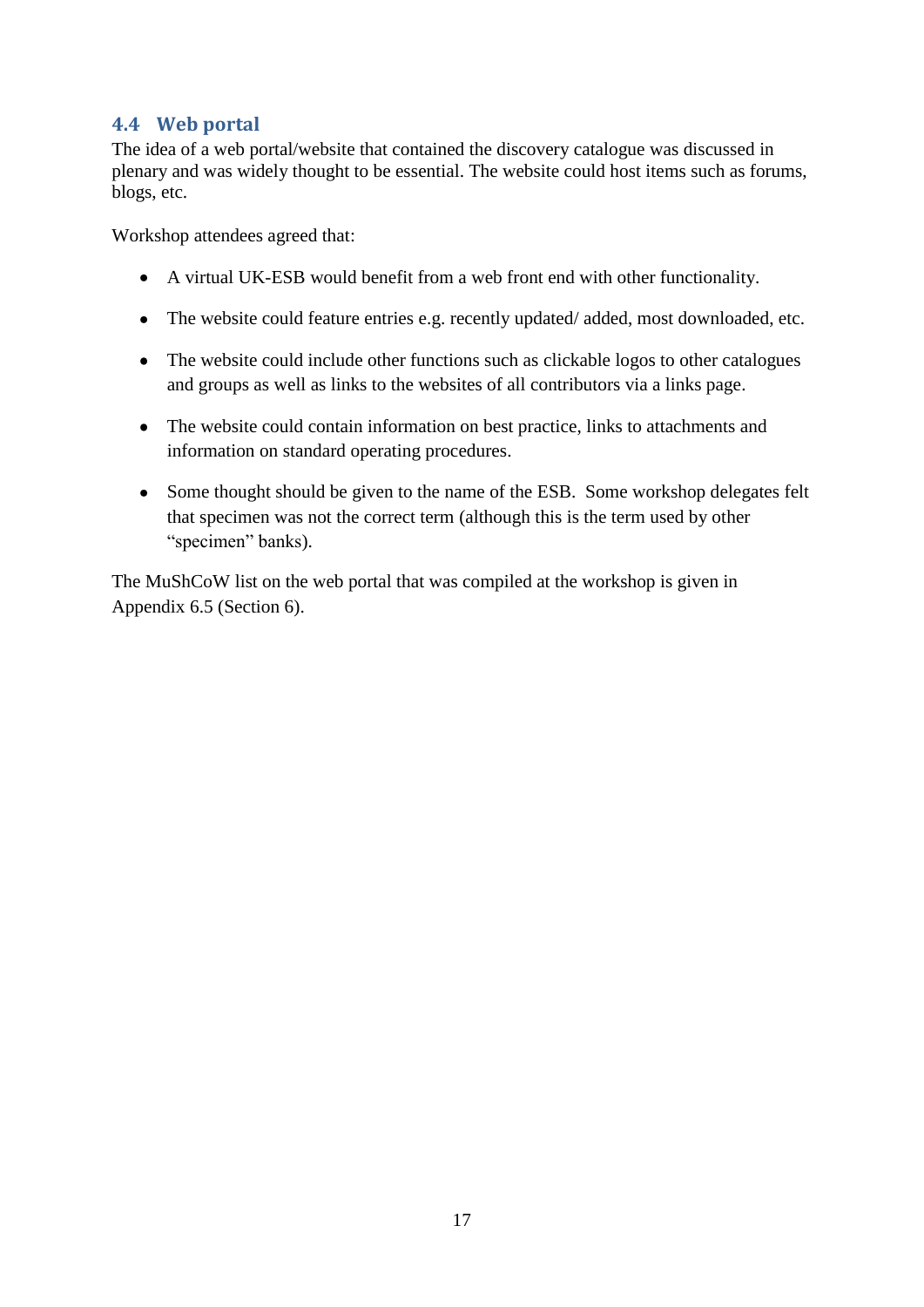### 4.4 Web portal

The idea of a web portal/website that contained the discovery catalogue was discussed in plenary and was widely thought to be essential. The website could host items such as forums, blogs, etc.

Workshop attendees agreed that:

- A virtual UK-ESB would benefit from a web front end with other functionality.
- The website could feature entries e.g. recently updated/ added, most downloaded, etc.
- The website could include other functions such as clickable logos to other catalogues and groups as well as links to the websites of all contributors via a links page.
- The website could contain information on best practice, links to attachments and information on standard operating procedures.
- Some thought should be given to the name of the ESB. Some workshop delegates felt that specimen was not the correct term (although this is the term used by other "specimen" banks).

The MuShCoW list on the web portal that was compiled at the workshop is given in Appendix 6.5 (Section 6).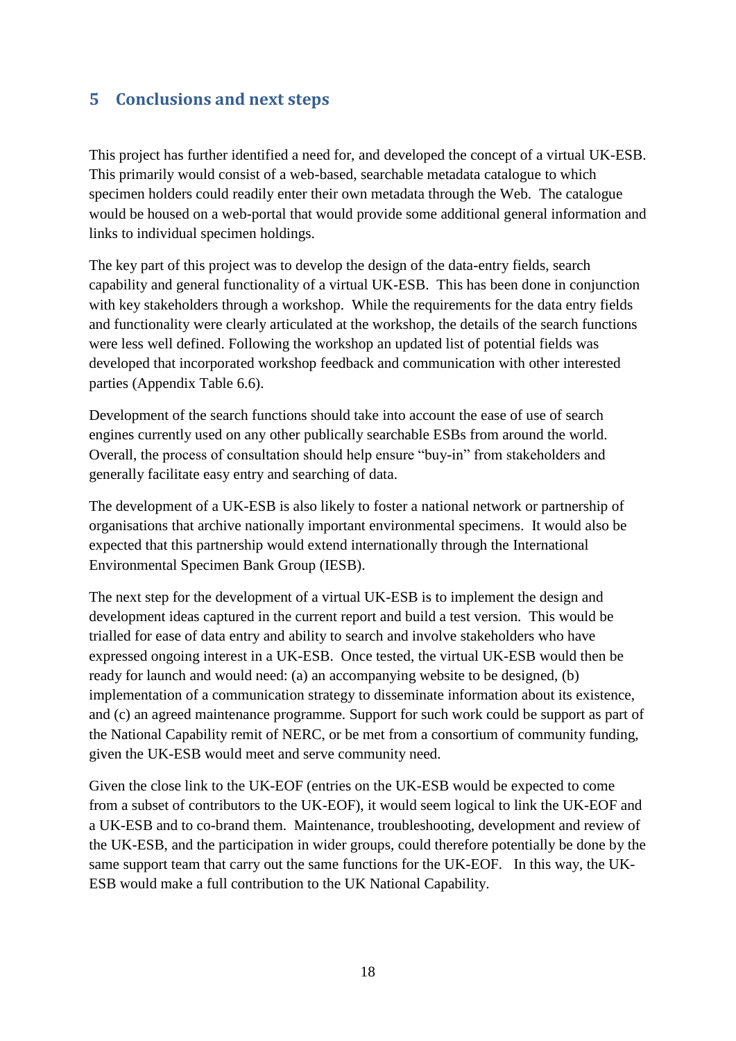## 5 Conclusions and next steps

This project has further identified a need for, and developed the concept of a virtual UK-ESB. This primarily would consist of a web-based, searchable metadata catalogue to which specimen holders could readily enter their own metadata through the Web. The catalogue would be housed on a web-portal that would provide some additional general information and links to individual specimen holdings.

The key part of this project was to develop the design of the data-entry fields, search capability and general functionality of a virtual UK-ESB. This has been done in conjunction with key stakeholders through a workshop. While the requirements for the data entry fields and functionality were clearly articulated at the workshop, the details of the search functions were less well defined. Following the workshop an updated list of potential fields was developed that incorporated workshop feedback and communication with other interested parties (Appendix Table 6.6).

Development of the search functions should take into account the ease of use of search engines currently used on any other publically searchable ESBs from around the world. Overall, the process of consultation should help ensure "buy-in" from stakeholders and generally facilitate easy entry and searching of data.

The development of a UK-ESB is also likely to foster a national network or partnership of organisations that archive nationally important environmental specimens. It would also be expected that this partnership would extend internationally through the International Environmental Specimen Bank Group (IESB).

The next step for the development of a virtual UK-ESB is to implement the design and development ideas captured in the current report and build a test version. This would be trialled for ease of data entry and ability to search and involve stakeholders who have expressed ongoing interest in a UK-ESB. Once tested, the virtual UK-ESB would then be ready for launch and would need: (a) an accompanying website to be designed, (b) implementation of a communication strategy to disseminate information about its existence, and (c) an agreed maintenance programme. Support for such work could be support as part of the National Capability remit of NERC, or be met from a consortium of community funding, given the UK-ESB would meet and serve community need.

Given the close link to the UK-EOF (entries on the UK-ESB would be expected to come from a subset of contributors to the UK-EOF), it would seem logical to link the UK-EOF and a UK-ESB and to co-brand them. Maintenance, troubleshooting, development and review of the UK-ESB, and the participation in wider groups, could therefore potentially be done by the same support team that carry out the same functions for the UK-EOF. In this way, the UK-ESB would make a full contribution to the UK National Capability.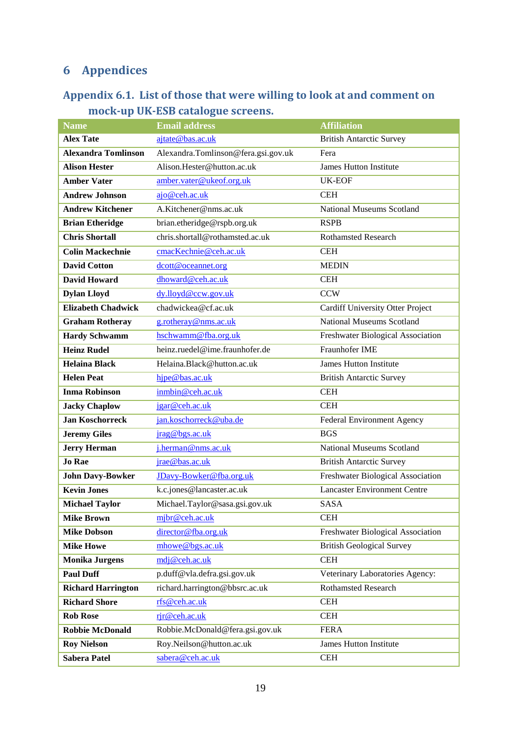# 6 Appendices

## Appendix 6.1. List of those that were willing to look at and comment on mock-up UK-ESB catalogue screens.

| Name | Email address | Affiliation |
|---|---|---|
| **Alex Tate** | ajtate@bas.ac.uk | British Antarctic Survey |
| **Alexandra Tomlinson** | Alexandra.Tomlinson@fera.gsi.gov.uk | Fera |
| **Alison Hester** | Alison.Hester@hutton.ac.uk | James Hutton Institute |
| **Amber Vater** | amber.vater@ukeof.org.uk | UK-EOF |
| **Andrew Johnson** | ajo@ceh.ac.uk | CEH |
| **Andrew Kitchener** | A.Kitchener@nms.ac.uk | National Museums Scotland |
| **Brian Etheridge** | brian.etheridge@rspb.org.uk | RSPB |
| **Chris Shortall** | chris.shortall@rothamsted.ac.uk | Rothamsted Research |
| **Colin Mackechnie** | cmacKechnie@ceh.ac.uk | CEH |
| **David Cotton** | dcott@oceannet.org | MEDIN |
| **David Howard** | dhoward@ceh.ac.uk | CEH |
| **Dylan Lloyd** | dy.lloyd@ccw.gov.uk | CCW |
| **Elizabeth Chadwick** | chadwickea@cf.ac.uk | Cardiff University Otter Project |
| **Graham Rotheray** | g.rotheray@nms.ac.uk | National Museums Scotland |
| **Hardy Schwamm** | hschwamm@fba.org.uk | Freshwater Biological Association |
| **Heinz Rudel** | heinz.ruedel@ime.fraunhofer.de | Fraunhofer IME |
| **Helaina Black** | Helaina.Black@hutton.ac.uk | James Hutton Institute |
| **Helen Peat** | hjpe@bas.ac.uk | British Antarctic Survey |
| **Inma Robinson** | inmbin@ceh.ac.uk | CEH |
| **Jacky Chaplow** | jgar@ceh.ac.uk | CEH |
| **Jan Koschorreck** | jan.koschorreck@uba.de | Federal Environment Agency |
| **Jeremy Giles** | jrag@bgs.ac.uk | BGS |
| **Jerry Herman** | j.herman@nms.ac.uk | National Museums Scotland |
| **Jo Rae** | jrae@bas.ac.uk | British Antarctic Survey |
| **John Davy-Bowker** | JDavy-Bowker@fba.org.uk | Freshwater Biological Association |
| **Kevin Jones** | k.c.jones@lancaster.ac.uk | Lancaster Environment Centre |
| **Michael Taylor** | Michael.Taylor@sasa.gsi.gov.uk | SASA |
| **Mike Brown** | mjbr@ceh.ac.uk | CEH |
| **Mike Dobson** | director@fba.org.uk | Freshwater Biological Association |
| **Mike Howe** | mhowe@bgs.ac.uk | British Geological Survey |
| **Monika Jurgens** | mdj@ceh.ac.uk | CEH |
| **Paul Duff** | p.duff@vla.defra.gsi.gov.uk | Veterinary Laboratories Agency: |
| **Richard Harrington** | richard.harrington@bbsrc.ac.uk | Rothamsted Research |
| **Richard Shore** | rfs@ceh.ac.uk | CEH |
| **Rob Rose** | rjr@ceh.ac.uk | CEH |
| **Robbie McDonald** | Robbie.McDonald@fera.gsi.gov.uk | FERA |
| **Roy Nielson** | Roy.Neilson@hutton.ac.uk | James Hutton Institute |
| **Sabera Patel** | sabera@ceh.ac.uk | CEH |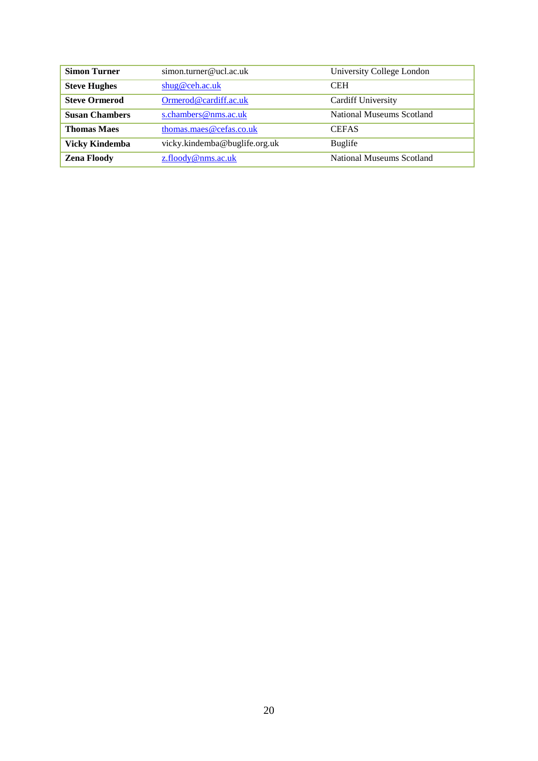| | | |
|---|---|---|
| **Simon Turner** | simon.turner@ucl.ac.uk | University College London |
| **Steve Hughes** | shug@ceh.ac.uk | CEH |
| **Steve Ormerod** | Ormerod@cardiff.ac.uk | Cardiff University |
| **Susan Chambers** | s.chambers@nms.ac.uk | National Museums Scotland |
| **Thomas Maes** | thomas.maes@cefas.co.uk | CEFAS |
| **Vicky Kindemba** | vicky.kindemba@buglife.org.uk | Buglife |
| **Zena Floody** | z.floody@nms.ac.uk | National Museums Scotland |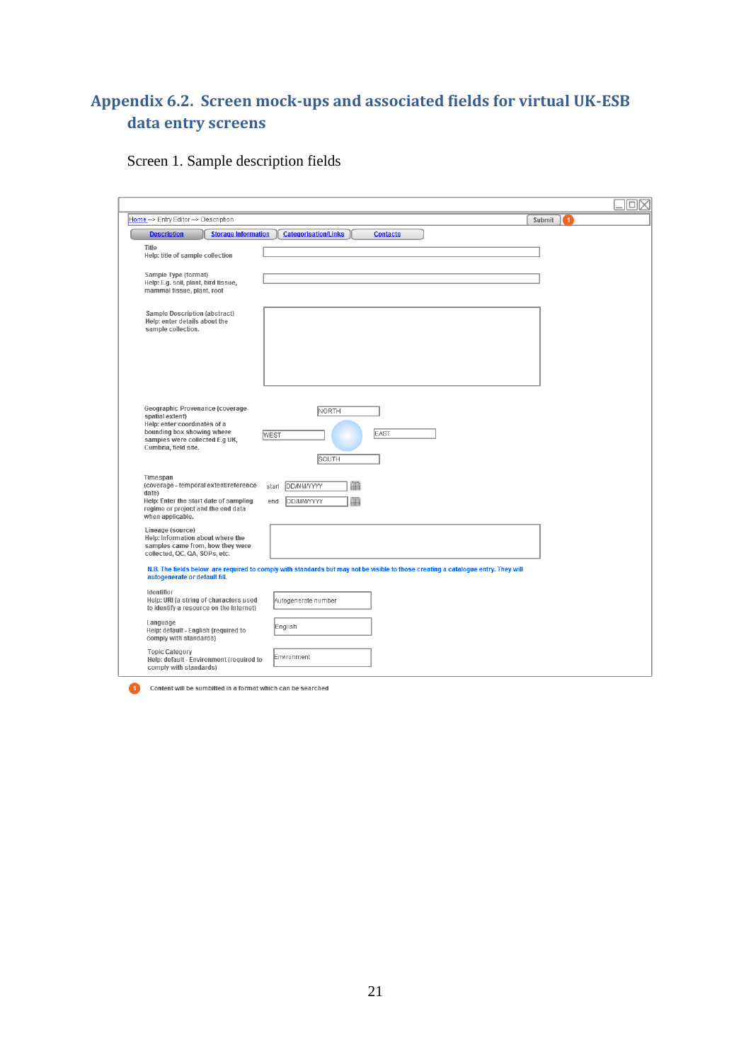# Appendix 6.2. Screen mock-ups and associated fields for virtual UK-ESB data entry screens

Screen 1. Sample description fields

Home --> Entry Editor --> Description

Submit (1)

Description | Storage Information | Categorisation/Links | Contacts

**Title**
Help: title of sample collection

**Sample Type (format)**
Help: E.g. soil, plant, bird tissue, mammal tissue, plant, root

**Sample Description (abstract)**
Help: enter details about the sample collection.

**Geographic Provenance (coverage-spatial extent)**
Help: enter coordinates of a bounding box showing where samples were collected E.g UK, Cumbria, field site.

NORTH
WEST
EAST
SOUTH

**Timespan (coverage - temporal extent/reference date)**
Help: Enter the start date of sampling regime or project and the end data when applicable.

start DD/MM/YYYY
end DD/MM/YYYY

**Lineage (source)**
Help: Information about where the samples came from, how they were collected, QC, QA, SOPs, etc.

N.B. The fields below are required to comply with standards but may not be visible to those creating a catalogue entry. They will autogenerate or default fill.

**Identifier**
Help: URI (a string of characters used to identify a resource on the Internet)
Autogenerate number

**Language**
Help: default - English (required to comply with standards)
English

**Topic Category**
Help: default - Environment (required to comply with standards)
Environment

(1) Content will be sumbitted in a format which can be searched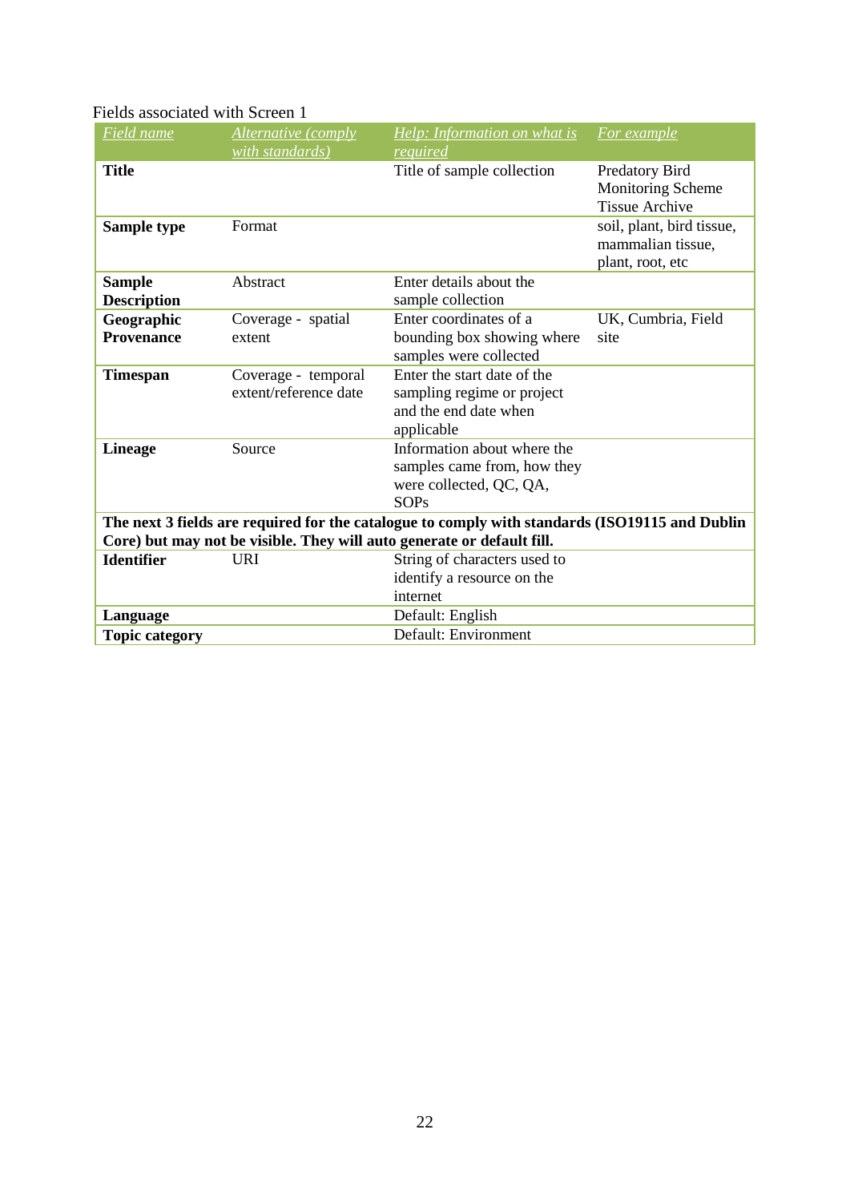Fields associated with Screen 1

| *Field name* | *Alternative (comply with standards)* | *Help: Information on what is required* | *For example* |
|---|---|---|---|
| **Title** | | Title of sample collection | Predatory Bird Monitoring Scheme Tissue Archive |
| **Sample type** | Format | | soil, plant, bird tissue, mammalian tissue, plant, root, etc |
| **Sample Description** | Abstract | Enter details about the sample collection | |
| **Geographic Provenance** | Coverage - spatial extent | Enter coordinates of a bounding box showing where samples were collected | UK, Cumbria, Field site |
| **Timespan** | Coverage - temporal extent/reference date | Enter the start date of the sampling regime or project and the end date when applicable | |
| **Lineage** | Source | Information about where the samples came from, how they were collected, QC, QA, SOPs | |
| **The next 3 fields are required for the catalogue to comply with standards (ISO19115 and Dublin Core) but may not be visible. They will auto generate or default fill.** | | | |
| **Identifier** | URI | String of characters used to identify a resource on the internet | |
| **Language** | | Default: English | |
| **Topic category** | | Default: Environment | |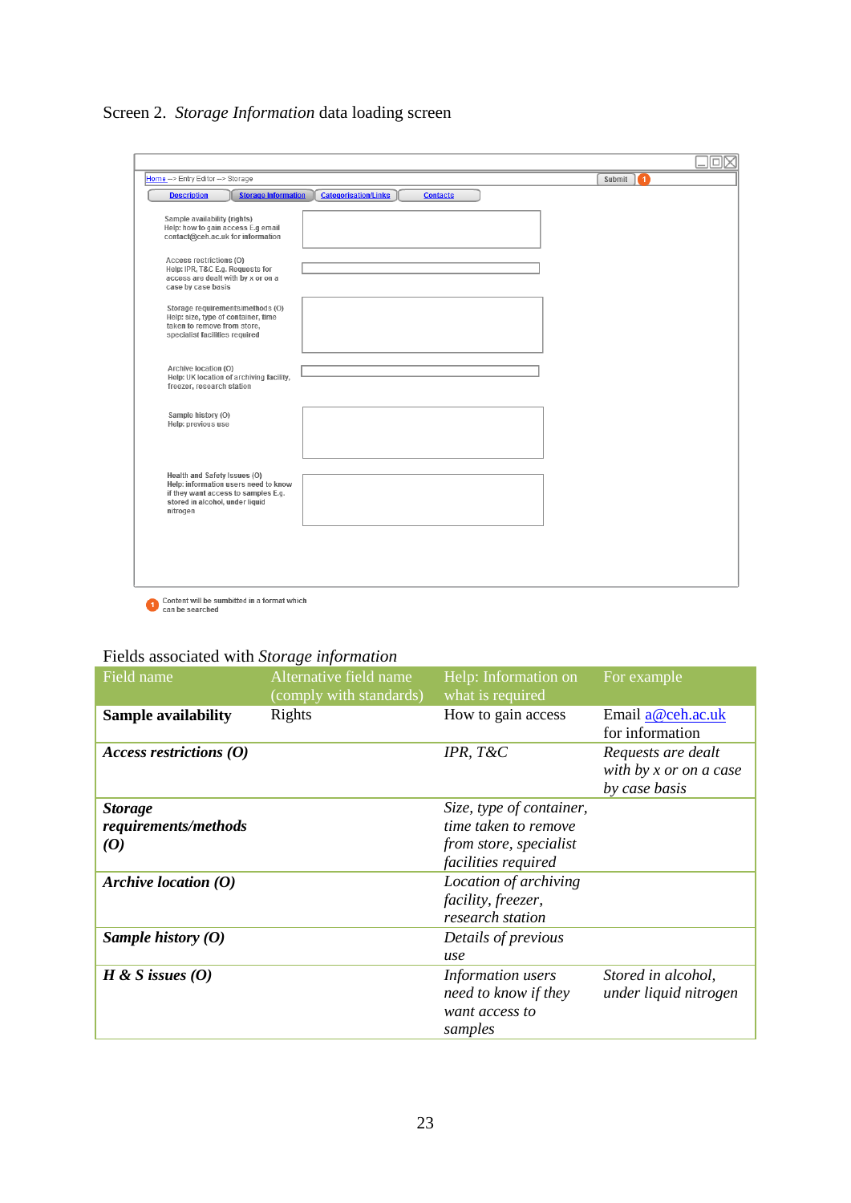Screen 2. *Storage Information* data loading screen

Home --> Entry Editor --> Storage

Submit

Description | Storage Information | Categorisation/Links | Contacts

Sample availability (rights)
Help: how to gain access E.g email contact@ceh.ac.uk for information

Access restrictions (O)
Help: IPR, T&C E.g. Requests for access are dealt with by x or on a case by case basis

Storage requirements/methods (O)
Help: size, type of container, time taken to remove from store, specialist facilities required

Archive location (O)
Help: UK location of archiving facility, freezer, research station

Sample history (O)
Help: previous use

Health and Safety Issues (O)
Help: information users need to know if they want access to samples E.g. stored in alcohol, under liquid nitrogen

1 Content will be sumbitted in a format which can be searched

Fields associated with *Storage information*

| Field name | Alternative field name (comply with standards) | Help: Information on what is required | For example |
|---|---|---|---|
| **Sample availability** | Rights | How to gain access | Email a@ceh.ac.uk for information |
| ***Access restrictions (O)*** | | *IPR, T&C* | *Requests are dealt with by x or on a case by case basis* |
| ***Storage requirements/methods (O)*** | | *Size, type of container, time taken to remove from store, specialist facilities required* | |
| ***Archive location (O)*** | | *Location of archiving facility, freezer, research station* | |
| ***Sample history (O)*** | | *Details of previous use* | |
| ***H & S issues (O)*** | | *Information users need to know if they want access to samples* | *Stored in alcohol, under liquid nitrogen* |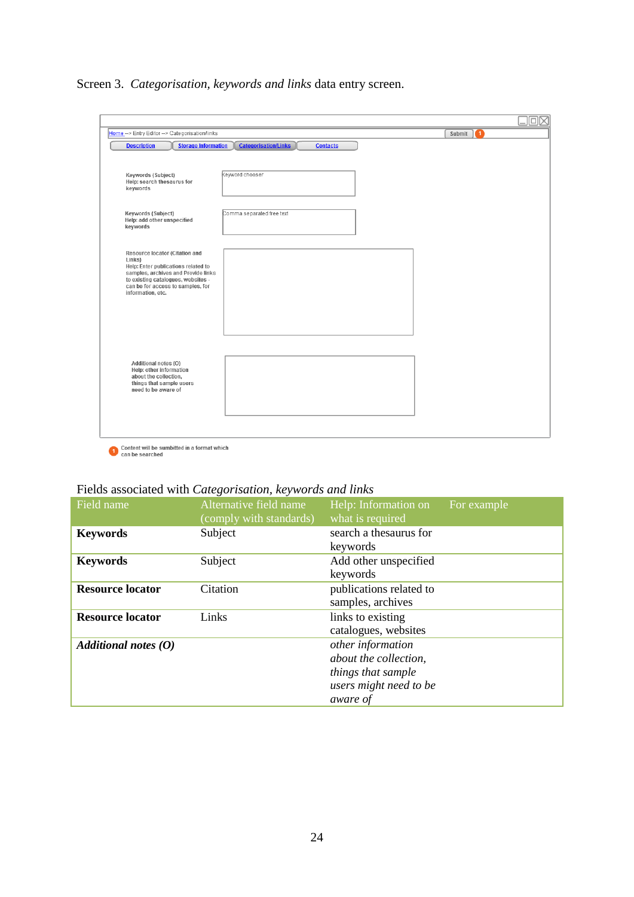Screen 3. *Categorisation, keywords and links* data entry screen.

Home --> Entry Editor --> Categorisation/links

Submit

Description | Storage Information | Categorisation/Links | Contacts

Keywords (Subject)
Help: search thesaurus for keywords

Keyword chooser

Keywords (Subject)
Help: add other unspecified keywords

Comma separated free text

Resource locator (Citation and Links)
Help: Enter publications related to samples, archives and Provide links to existing catalogues, websites - can be for access to samples, for information, etc.

Additional notes (O)
Help: other information about the collection, things that sample users need to be aware of

1 Content will be sumbitted in a format which can be searched

Fields associated with *Categorisation, keywords and links*

| Field name | Alternative field name (comply with standards) | Help: Information on what is required | For example |
|---|---|---|---|
| **Keywords** | Subject | search a thesaurus for keywords | |
| **Keywords** | Subject | Add other unspecified keywords | |
| **Resource locator** | Citation | publications related to samples, archives | |
| **Resource locator** | Links | links to existing catalogues, websites | |
| ***Additional notes (O)*** | | *other information about the collection, things that sample users might need to be aware of* | |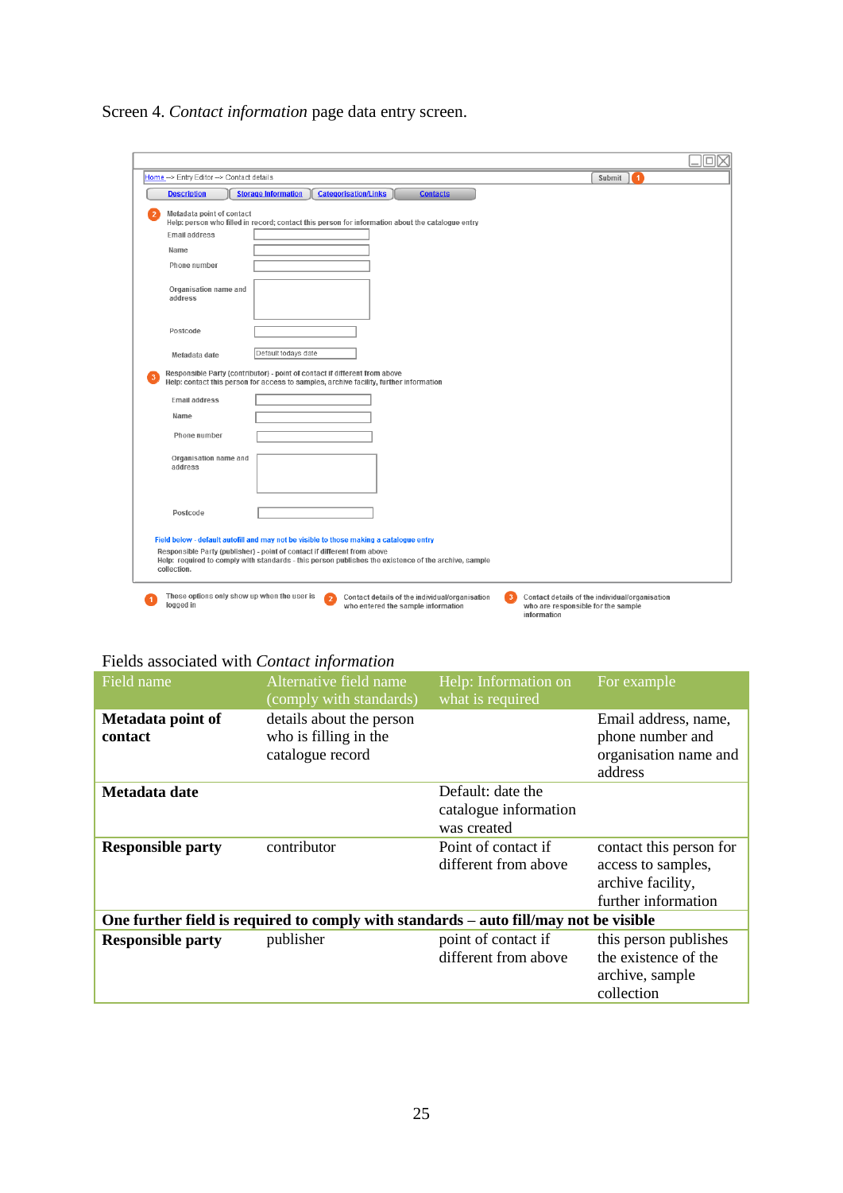Screen 4. *Contact information* page data entry screen.

Home --> Entry Editor --> Contact details

Submit ①

Description | Storage Information | Categorisation/Links | Contacts

② Metadata point of contact
Help: person who filled in record; contact this person for information about the catalogue entry

Email address

Name

Phone number

Organisation name and address

Postcode

Metadata date — Default todays date

③ Responsible Party (contributor) - point of contact if different from above
Help: contact this person for access to samples, archive facility, further information

Email address

Name

Phone number

Organisation name and address

Postcode

Field below - default autofill and may not be visible to those making a catalogue entry

Responsible Party (publisher) - point of contact if different from above
Help: required to comply with standards - this person publishes the existence of the archive, sample collection.

① These options only show up when the user is logged in

② Contact details of the individual/organisation who entered the sample information

③ Contact details of the individual/organisation who are responsible for the sample information

Fields associated with *Contact information*

| Field name | Alternative field name (comply with standards) | Help: Information on what is required | For example |
|---|---|---|---|
| **Metadata point of contact** | details about the person who is filling in the catalogue record | | Email address, name, phone number and organisation name and address |
| **Metadata date** | | Default: date the catalogue information was created | |
| **Responsible party** | contributor | Point of contact if different from above | contact this person for access to samples, archive facility, further information |
| **One further field is required to comply with standards – auto fill/may not be visible** | | | |
| **Responsible party** | publisher | point of contact if different from above | this person publishes the existence of the archive, sample collection |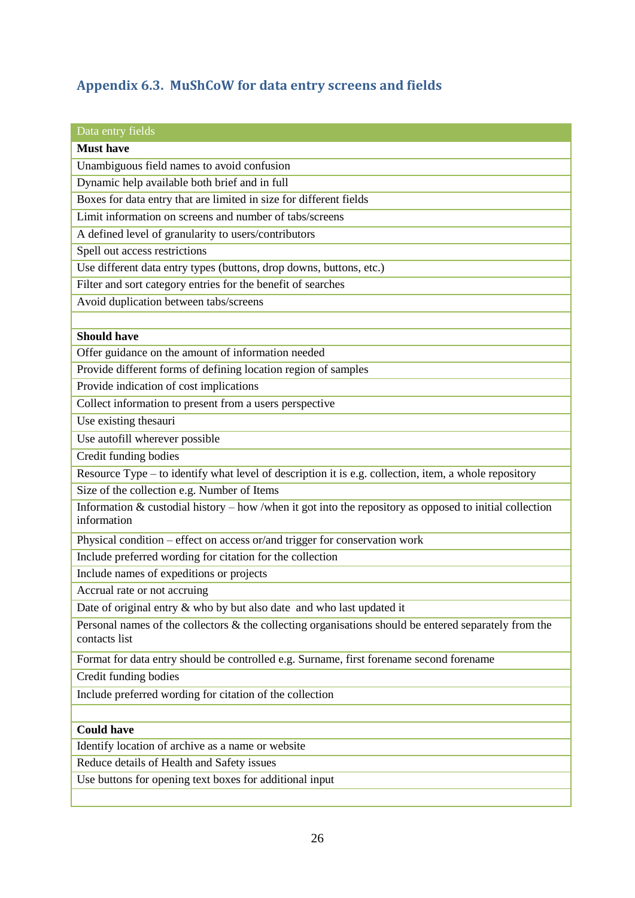## Appendix 6.3. MuShCoW for data entry screens and fields

| Data entry fields |
|---|
| **Must have** |
| Unambiguous field names to avoid confusion |
| Dynamic help available both brief and in full |
| Boxes for data entry that are limited in size for different fields |
| Limit information on screens and number of tabs/screens |
| A defined level of granularity to users/contributors |
| Spell out access restrictions |
| Use different data entry types (buttons, drop downs, buttons, etc.) |
| Filter and sort category entries for the benefit of searches |
| Avoid duplication between tabs/screens |
| |
| **Should have** |
| Offer guidance on the amount of information needed |
| Provide different forms of defining location region of samples |
| Provide indication of cost implications |
| Collect information to present from a users perspective |
| Use existing thesauri |
| Use autofill wherever possible |
| Credit funding bodies |
| Resource Type – to identify what level of description it is e.g. collection, item, a whole repository |
| Size of the collection e.g. Number of Items |
| Information & custodial history – how /when it got into the repository as opposed to initial collection information |
| Physical condition – effect on access or/and trigger for conservation work |
| Include preferred wording for citation for the collection |
| Include names of expeditions or projects |
| Accrual rate or not accruing |
| Date of original entry & who by but also date and who last updated it |
| Personal names of the collectors & the collecting organisations should be entered separately from the contacts list |
| Format for data entry should be controlled e.g. Surname, first forename second forename |
| Credit funding bodies |
| Include preferred wording for citation of the collection |
| |
| **Could have** |
| Identify location of archive as a name or website |
| Reduce details of Health and Safety issues |
| Use buttons for opening text boxes for additional input |
| |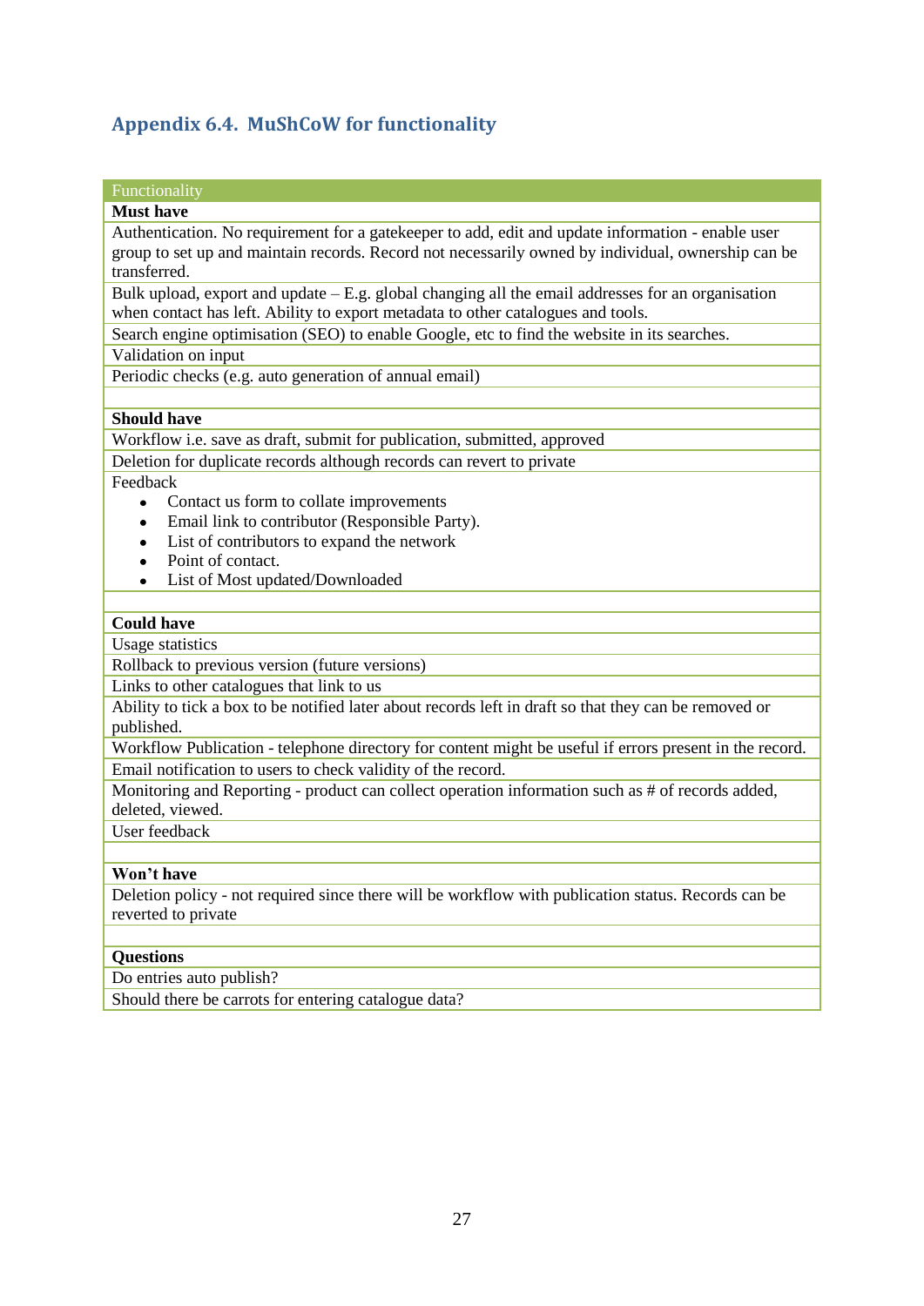## Appendix 6.4. MuShCoW for functionality

| Functionality |
| --- |
| **Must have** |
| Authentication. No requirement for a gatekeeper to add, edit and update information - enable user group to set up and maintain records. Record not necessarily owned by individual, ownership can be transferred. |
| Bulk upload, export and update – E.g. global changing all the email addresses for an organisation when contact has left. Ability to export metadata to other catalogues and tools. |
| Search engine optimisation (SEO) to enable Google, etc to find the website in its searches. |
| Validation on input |
| Periodic checks (e.g. auto generation of annual email) |
| |
| **Should have** |
| Workflow i.e. save as draft, submit for publication, submitted, approved |
| Deletion for duplicate records although records can revert to private |
| Feedback<br>• Contact us form to collate improvements<br>• Email link to contributor (Responsible Party).<br>• List of contributors to expand the network<br>• Point of contact.<br>• List of Most updated/Downloaded |
| |
| **Could have** |
| Usage statistics |
| Rollback to previous version (future versions) |
| Links to other catalogues that link to us |
| Ability to tick a box to be notified later about records left in draft so that they can be removed or published. |
| Workflow Publication - telephone directory for content might be useful if errors present in the record. |
| Email notification to users to check validity of the record. |
| Monitoring and Reporting - product can collect operation information such as # of records added, deleted, viewed. |
| User feedback |
| |
| **Won't have** |
| Deletion policy - not required since there will be workflow with publication status. Records can be reverted to private |
| |
| **Questions** |
| Do entries auto publish? |
| Should there be carrots for entering catalogue data? |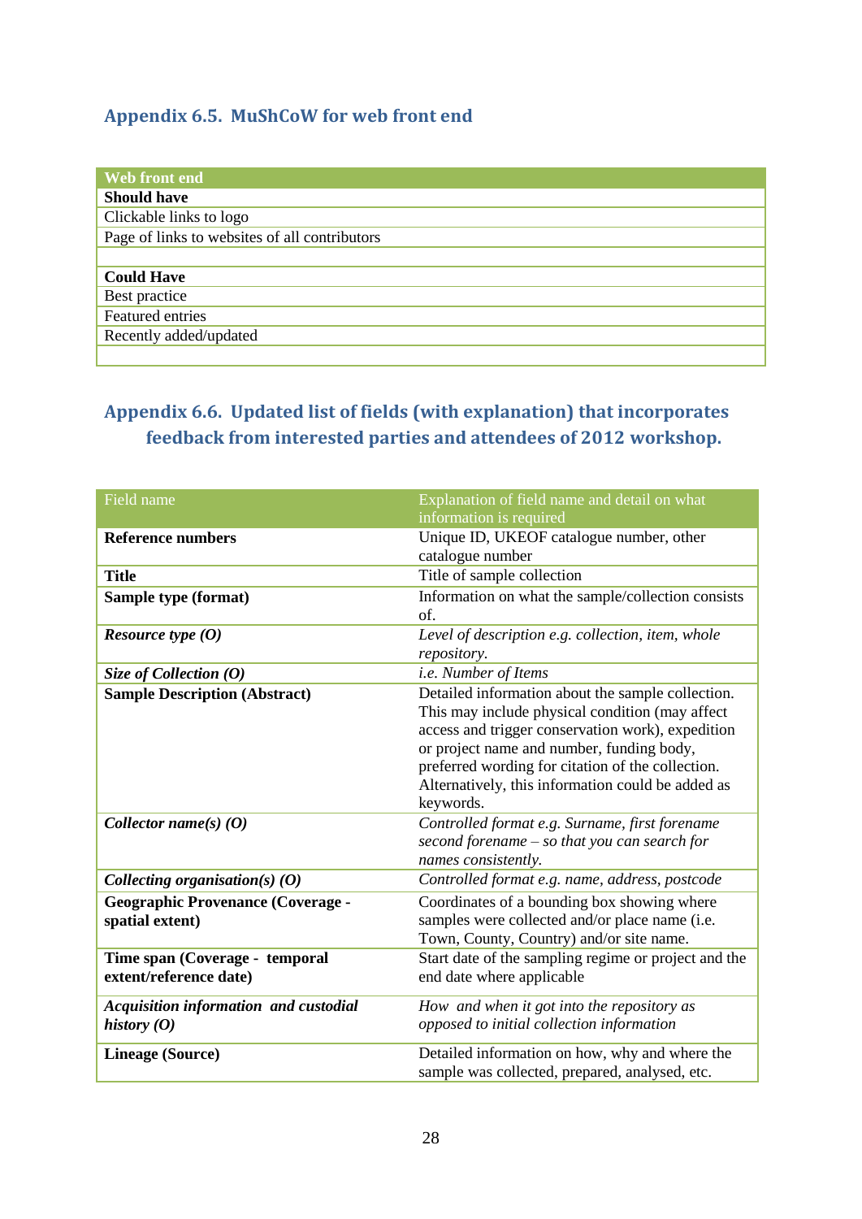## Appendix 6.5. MuShCoW for web front end

| Web front end |
|---|
| **Should have** |
| Clickable links to logo |
| Page of links to websites of all contributors |
| |
| **Could Have** |
| Best practice |
| Featured entries |
| Recently added/updated |
| |

## Appendix 6.6. Updated list of fields (with explanation) that incorporates feedback from interested parties and attendees of 2012 workshop.

| Field name | Explanation of field name and detail on what information is required |
|---|---|
| **Reference numbers** | Unique ID, UKEOF catalogue number, other catalogue number |
| **Title** | Title of sample collection |
| **Sample type (format)** | Information on what the sample/collection consists of. |
| ***Resource type (O)*** | *Level of description e.g. collection, item, whole repository.* |
| ***Size of Collection (O)*** | *i.e. Number of Items* |
| **Sample Description (Abstract)** | Detailed information about the sample collection. This may include physical condition (may affect access and trigger conservation work), expedition or project name and number, funding body, preferred wording for citation of the collection. Alternatively, this information could be added as keywords. |
| ***Collector name(s) (O)*** | *Controlled format e.g. Surname, first forename second forename – so that you can search for names consistently.* |
| ***Collecting organisation(s) (O)*** | *Controlled format e.g. name, address, postcode* |
| **Geographic Provenance (Coverage - spatial extent)** | Coordinates of a bounding box showing where samples were collected and/or place name (i.e. Town, County, Country) and/or site name. |
| **Time span (Coverage - temporal extent/reference date)** | Start date of the sampling regime or project and the end date where applicable |
| ***Acquisition information and custodial history (O)*** | *How and when it got into the repository as opposed to initial collection information* |
| **Lineage (Source)** | Detailed information on how, why and where the sample was collected, prepared, analysed, etc. |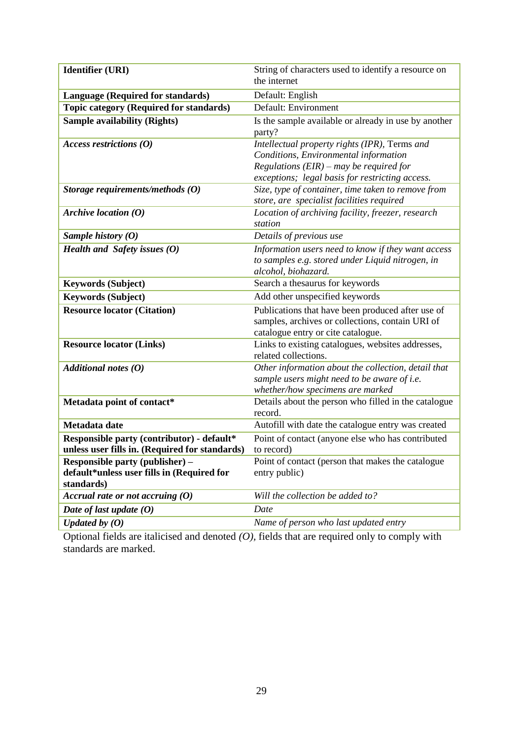| | |
|---|---|
| **Identifier (URI)** | String of characters used to identify a resource on the internet |
| **Language (Required for standards)** | Default: English |
| **Topic category (Required for standards)** | Default: Environment |
| **Sample availability (Rights)** | Is the sample available or already in use by another party? |
| ***Access restrictions (O)*** | *Intellectual property rights (IPR),* Terms *and Conditions, Environmental information Regulations (EIR) – may be required for exceptions; legal basis for restricting access.* |
| ***Storage requirements/methods (O)*** | *Size, type of container, time taken to remove from store, are specialist facilities required* |
| ***Archive location (O)*** | *Location of archiving facility, freezer, research station* |
| ***Sample history (O)*** | *Details of previous use* |
| ***Health and Safety issues (O)*** | *Information users need to know if they want access to samples e.g. stored under Liquid nitrogen, in alcohol, biohazard.* |
| **Keywords (Subject)** | Search a thesaurus for keywords |
| **Keywords (Subject)** | Add other unspecified keywords |
| **Resource locator (Citation)** | Publications that have been produced after use of samples, archives or collections, contain URI of catalogue entry or cite catalogue. |
| **Resource locator (Links)** | Links to existing catalogues, websites addresses, related collections. |
| ***Additional notes (O)*** | *Other information about the collection, detail that sample users might need to be aware of i.e. whether/how specimens are marked* |
| **Metadata point of contact*** | Details about the person who filled in the catalogue record. |
| **Metadata date** | Autofill with date the catalogue entry was created |
| **Responsible party (contributor) - default* unless user fills in. (Required for standards)** | Point of contact (anyone else who has contributed to record) |
| **Responsible party (publisher) – default*unless user fills in (Required for standards)** | Point of contact (person that makes the catalogue entry public) |
| ***Accrual rate or not accruing (O)*** | *Will the collection be added to?* |
| ***Date of last update (O)*** | *Date* |
| ***Updated by (O)*** | *Name of person who last updated entry* |

Optional fields are italicised and denoted *(O)*, fields that are required only to comply with standards are marked.